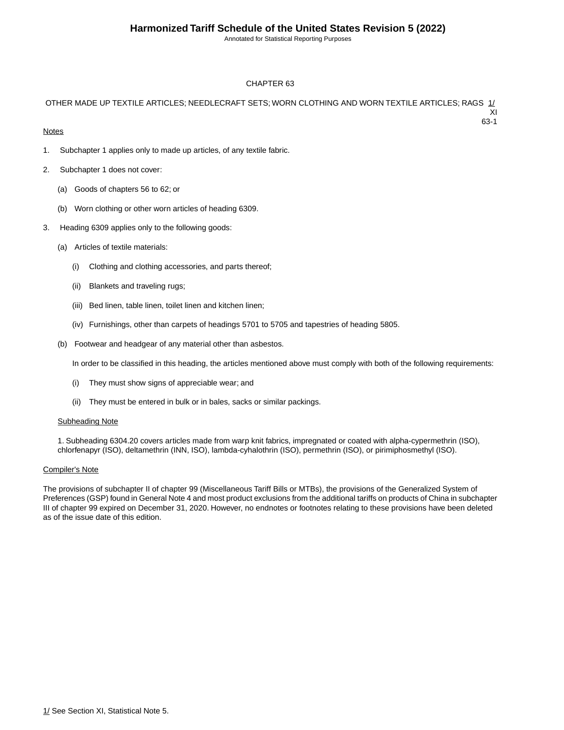# CHAPTER 63

## OTHER MADE UP TEXTILE ARTICLES; NEEDLECRAFT SETS; WORN CLOTHING AND WORN TEXTILE ARTICLES; RAGS [1/]

XI
63-1

Notes

1. Subchapter 1 applies only to made up articles, of any textile fabric.

2. Subchapter 1 does not cover:

    (a) Goods of chapters 56 to 62; or

    (b) Worn clothing or other worn articles of heading 6309.

3. Heading 6309 applies only to the following goods:

    (a) Articles of textile materials:

        (i) Clothing and clothing accessories, and parts thereof;

        (ii) Blankets and traveling rugs;

        (iii) Bed linen, table linen, toilet linen and kitchen linen;

        (iv) Furnishings, other than carpets of headings 5701 to 5705 and tapestries of heading 5805.

    (b) Footwear and headgear of any material other than asbestos.

    In order to be classified in this heading, the articles mentioned above must comply with both of the following requirements:

        (i) They must show signs of appreciable wear; and

        (ii) They must be entered in bulk or in bales, sacks or similar packings.

Subheading Note

1. Subheading 6304.20 covers articles made from warp knit fabrics, impregnated or coated with alpha-cypermethrin (ISO), chlorfenapyr (ISO), deltamethrin (INN, ISO), lambda-cyhalothrin (ISO), permethrin (ISO), or pirimiphosmethyl (ISO).

Compiler's Note

The provisions of subchapter II of chapter 99 (Miscellaneous Tariff Bills or MTBs), the provisions of the Generalized System of Preferences (GSP) found in General Note 4 and most product exclusions from the additional tariffs on products of China in subchapter III of chapter 99 expired on December 31, 2020. However, no endnotes or footnotes relating to these provisions have been deleted as of the issue date of this edition.

1/ See Section XI, Statistical Note 5.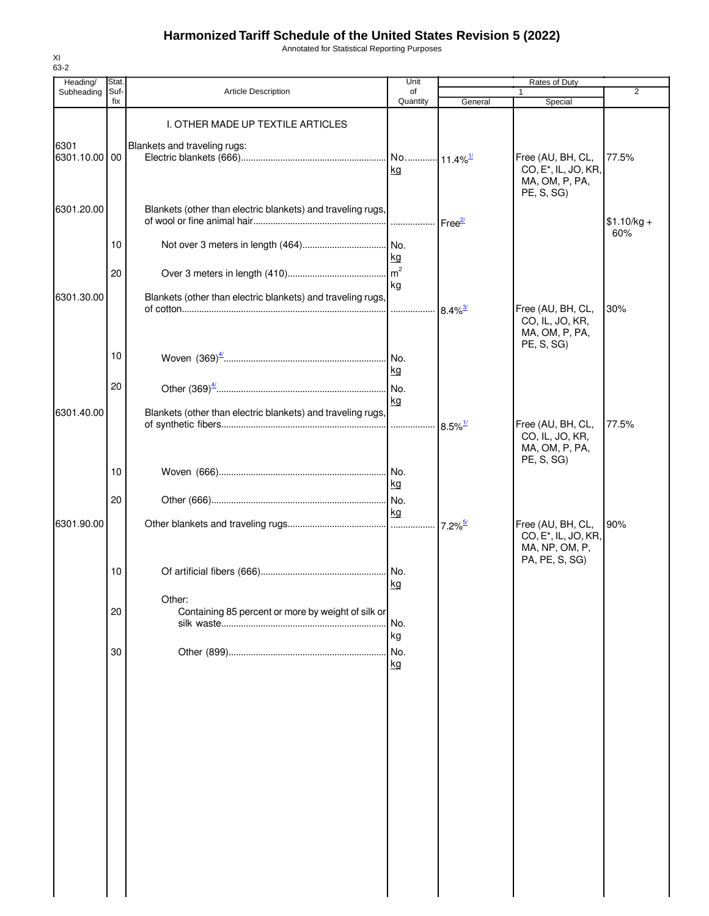# Harmonized Tariff Schedule of the United States Revision 5 (2022)

Annotated for Statistical Reporting Purposes

XI
63-2

| Heading/ Subheading | Stat. Suf- fix | Article Description | Unit of Quantity | Rates of Duty 1 General | Special | 2 |
|---|---|---|---|---|---|---|
| | | I. OTHER MADE UP TEXTILE ARTICLES | | | | |
| 6301 | | Blankets and traveling rugs: | | | | |
| 6301.10.00 | 00 | Electric blankets (666) | No. kg | 11.4%[1/] | Free (AU, BH, CL, CO, E*, IL, JO, KR, MA, OM, P, PA, PE, S, SG) | 77.5% |
| 6301.20.00 | | Blankets (other than electric blankets) and traveling rugs, of wool or fine animal hair | | Free[2/] | | $1.10/kg + 60% |
| | 10 | Not over 3 meters in length (464) | No. kg | | | |
| | 20 | Over 3 meters in length (410) | $m^2$ kg | | | |
| 6301.30.00 | | Blankets (other than electric blankets) and traveling rugs, of cotton | | 8.4%[3/] | Free (AU, BH, CL, CO, IL, JO, KR, MA, OM, P, PA, PE, S, SG) | 30% |
| | 10 | Woven (369)[4/] | No. kg | | | |
| | 20 | Other (369)[4/] | No. kg | | | |
| 6301.40.00 | | Blankets (other than electric blankets) and traveling rugs, of synthetic fibers | | 8.5%[1/] | Free (AU, BH, CL, CO, IL, JO, KR, MA, OM, P, PA, PE, S, SG) | 77.5% |
| | 10 | Woven (666) | No. kg | | | |
| | 20 | Other (666) | No. kg | | | |
| 6301.90.00 | | Other blankets and traveling rugs | | 7.2%[5/] | Free (AU, BH, CL, CO, E*, IL, JO, KR, MA, NP, OM, P, PA, PE, S, SG) | 90% |
| | 10 | Of artificial fibers (666) | No. kg | | | |
| | | Other: | | | | |
| | 20 | Containing 85 percent or more by weight of silk or silk waste | No. kg | | | |
| | 30 | Other (899) | No. kg | | | |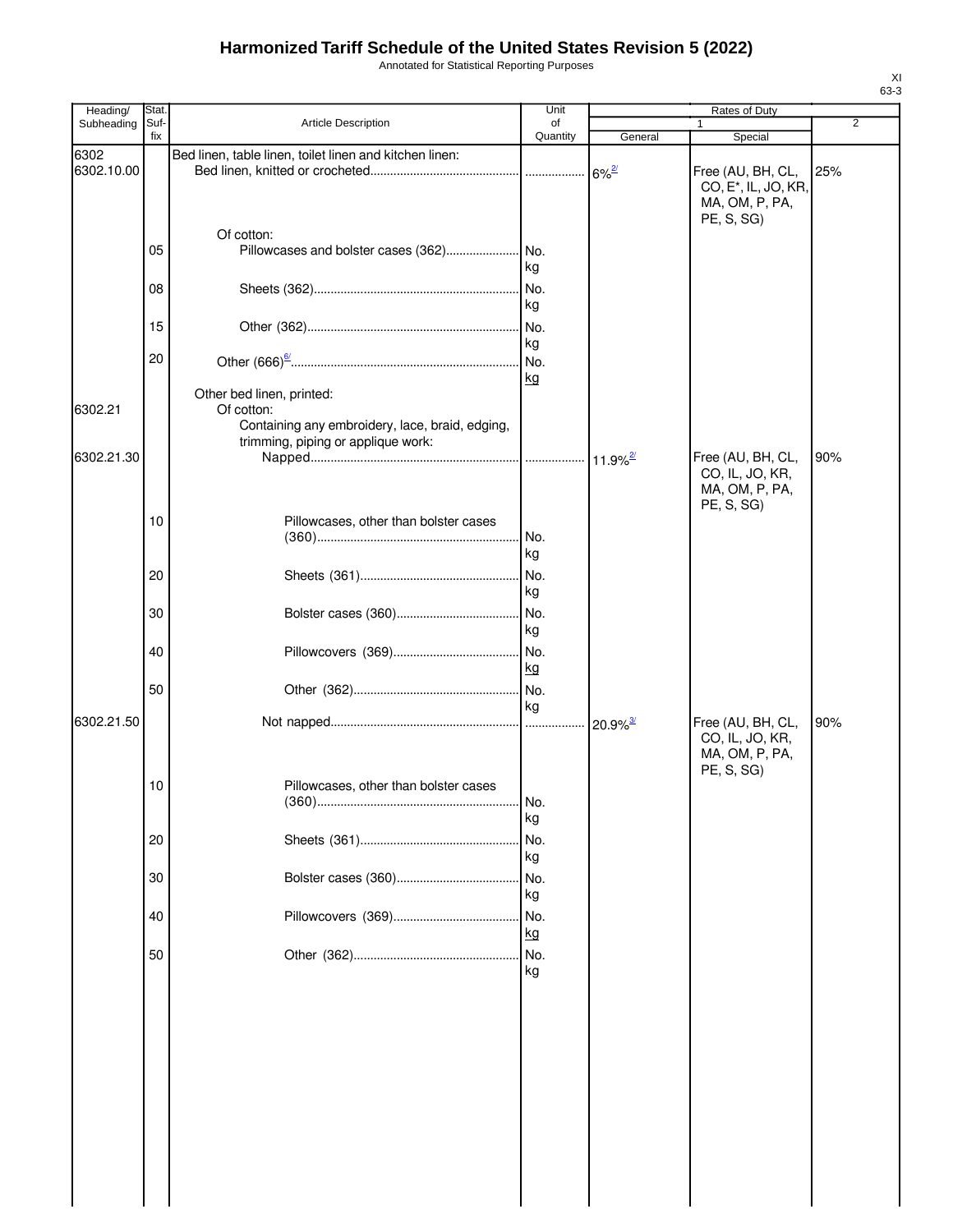# Harmonized Tariff Schedule of the United States Revision 5 (2022)

Annotated for Statistical Reporting Purposes

XI
63-3

| Heading/ Subheading | Stat. Suf-fix | Article Description | Unit of Quantity | Rates of Duty 1 General | Rates of Duty 1 Special | Rates of Duty 2 |
|---|---|---|---|---|---|---|
| 6302 | | Bed linen, table linen, toilet linen and kitchen linen: | | | | |
| 6302.10.00 | | Bed linen, knitted or crocheted | | 6%[2/] | Free (AU, BH, CL, CO, E*, IL, JO, KR, MA, OM, P, PA, PE, S, SG) | 25% |
| | | Of cotton: | | | | |
| | 05 | Pillowcases and bolster cases (362) | No. kg | | | |
| | 08 | Sheets (362) | No. kg | | | |
| | 15 | Other (362) | No. kg | | | |
| | 20 | Other (666)[6/] | No. kg | | | |
| | | Other bed linen, printed: | | | | |
| 6302.21 | | Of cotton: | | | | |
| | | Containing any embroidery, lace, braid, edging, trimming, piping or applique work: | | | | |
| 6302.21.30 | | Napped | | 11.9%[2/] | Free (AU, BH, CL, CO, IL, JO, KR, MA, OM, P, PA, PE, S, SG) | 90% |
| | 10 | Pillowcases, other than bolster cases (360) | No. kg | | | |
| | 20 | Sheets (361) | No. kg | | | |
| | 30 | Bolster cases (360) | No. kg | | | |
| | 40 | Pillowcovers (369) | No. kg | | | |
| | 50 | Other (362) | No. kg | | | |
| 6302.21.50 | | Not napped | | 20.9%[3/] | Free (AU, BH, CL, CO, IL, JO, KR, MA, OM, P, PA, PE, S, SG) | 90% |
| | 10 | Pillowcases, other than bolster cases (360) | No. kg | | | |
| | 20 | Sheets (361) | No. kg | | | |
| | 30 | Bolster cases (360) | No. kg | | | |
| | 40 | Pillowcovers (369) | No. kg | | | |
| | 50 | Other (362) | No. kg | | | |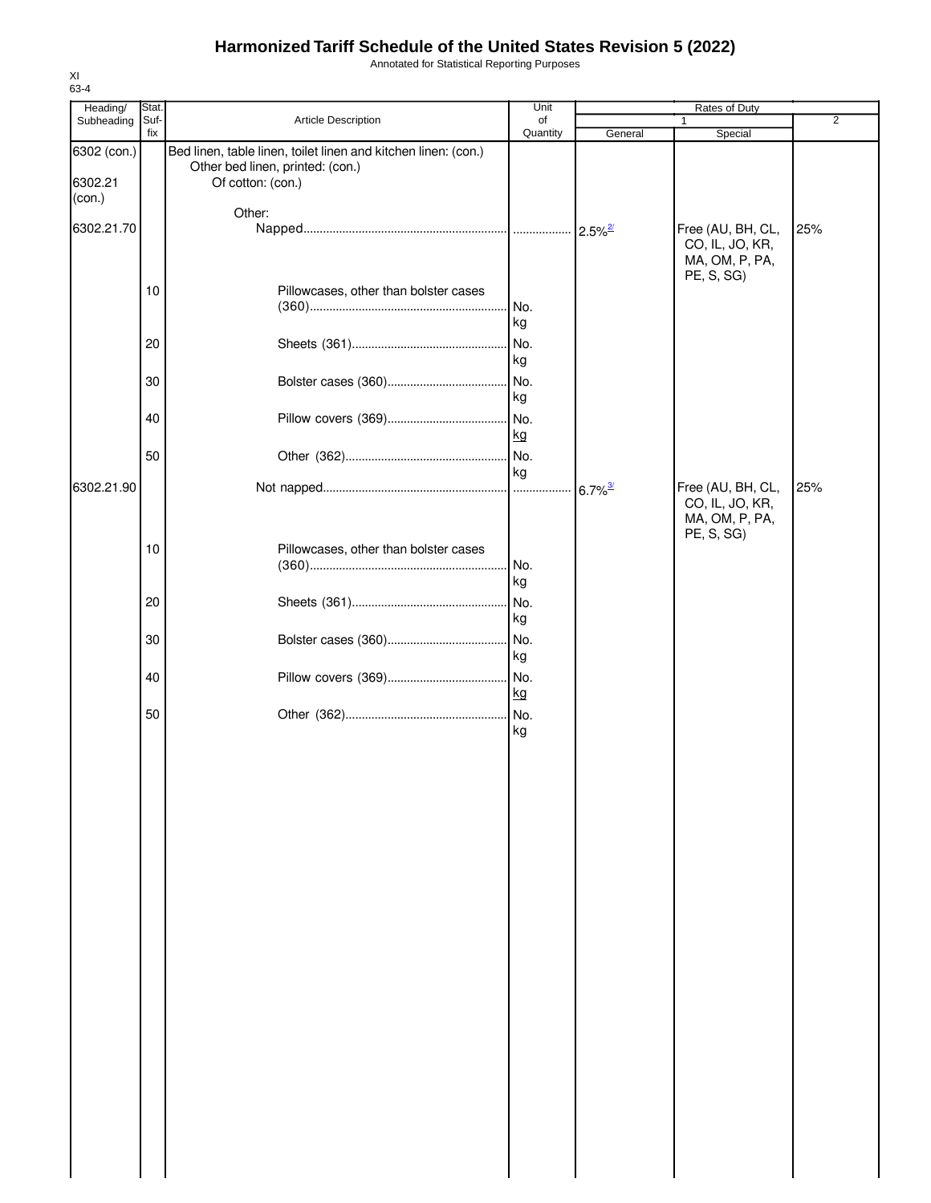# Harmonized Tariff Schedule of the United States Revision 5 (2022)

Annotated for Statistical Reporting Purposes

XI
63-4

| Heading/ Subheading | Stat. Suf- fix | Article Description | Unit of Quantity | Rates of Duty | | |
|---|---|---|---|---|---|---|
| | | | | 1 | | 2 |
| | | | | General | Special | |
| 6302 (con.) | | Bed linen, table linen, toilet linen and kitchen linen: (con.) | | | | |
| | | Other bed linen, printed: (con.) | | | | |
| 6302.21 (con.) | | Of cotton: (con.) | | | | |
| | | Other: | | | | |
| 6302.21.70 | | Napped | | 2.5%[2/] | Free (AU, BH, CL, CO, IL, JO, KR, MA, OM, P, PA, PE, S, SG) | 25% |
| | 10 | Pillowcases, other than bolster cases (360) | No. kg | | | |
| | 20 | Sheets (361) | No. kg | | | |
| | 30 | Bolster cases (360) | No. kg | | | |
| | 40 | Pillow covers (369) | No. kg | | | |
| | 50 | Other (362) | No. kg | | | |
| 6302.21.90 | | Not napped | | 6.7%[3/] | Free (AU, BH, CL, CO, IL, JO, KR, MA, OM, P, PA, PE, S, SG) | 25% |
| | 10 | Pillowcases, other than bolster cases (360) | No. kg | | | |
| | 20 | Sheets (361) | No. kg | | | |
| | 30 | Bolster cases (360) | No. kg | | | |
| | 40 | Pillow covers (369) | No. kg | | | |
| | 50 | Other (362) | No. kg | | | |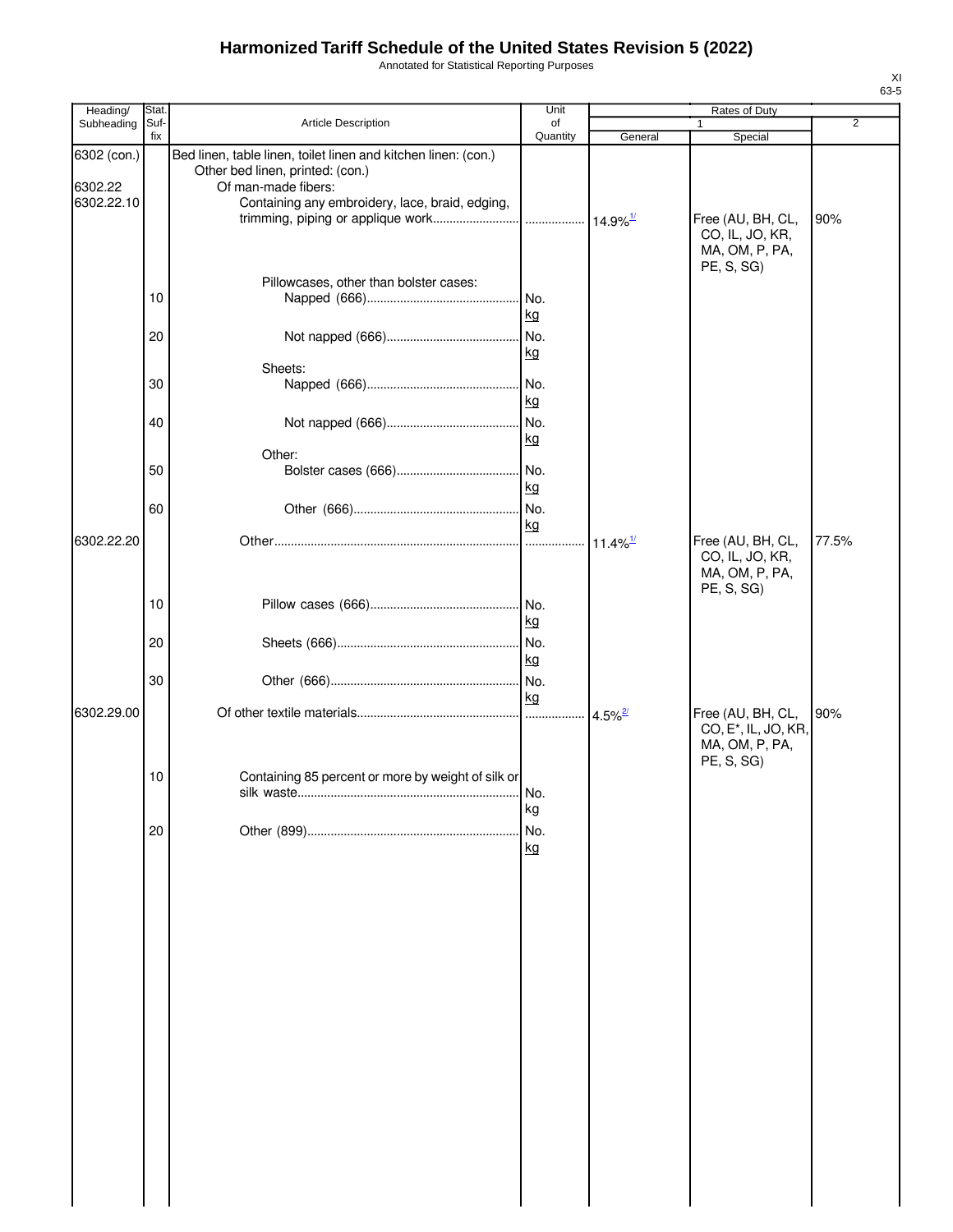# Harmonized Tariff Schedule of the United States Revision 5 (2022)

Annotated for Statistical Reporting Purposes

| Heading/ Subheading | Stat. Suf- fix | Article Description | Unit of Quantity | Rates of Duty 1 General | Special | 2 |
|---|---|---|---|---|---|---|
| 6302 (con.) | | Bed linen, table linen, toilet linen and kitchen linen: (con.) | | | | |
| | | Other bed linen, printed: (con.) | | | | |
| 6302.22 | | Of man-made fibers: | | | | |
| 6302.22.10 | | Containing any embroidery, lace, braid, edging, trimming, piping or applique work | | 14.9%[1/] | Free (AU, BH, CL, CO, IL, JO, KR, MA, OM, P, PA, PE, S, SG) | 90% |
| | | Pillowcases, other than bolster cases: | | | | |
| | 10 | Napped (666) | No. kg | | | |
| | 20 | Not napped (666) | No. kg | | | |
| | | Sheets: | | | | |
| | 30 | Napped (666) | No. kg | | | |
| | 40 | Not napped (666) | No. kg | | | |
| | | Other: | | | | |
| | 50 | Bolster cases (666) | No. kg | | | |
| | 60 | Other (666) | No. kg | | | |
| 6302.22.20 | | Other | | 11.4%[1/] | Free (AU, BH, CL, CO, IL, JO, KR, MA, OM, P, PA, PE, S, SG) | 77.5% |
| | 10 | Pillow cases (666) | No. kg | | | |
| | 20 | Sheets (666) | No. kg | | | |
| | 30 | Other (666) | No. kg | | | |
| 6302.29.00 | | Of other textile materials | | 4.5%[2/] | Free (AU, BH, CL, CO, E*, IL, JO, KR, MA, OM, P, PA, PE, S, SG) | 90% |
| | 10 | Containing 85 percent or more by weight of silk or silk waste | No. kg | | | |
| | 20 | Other (899) | No. kg | | | |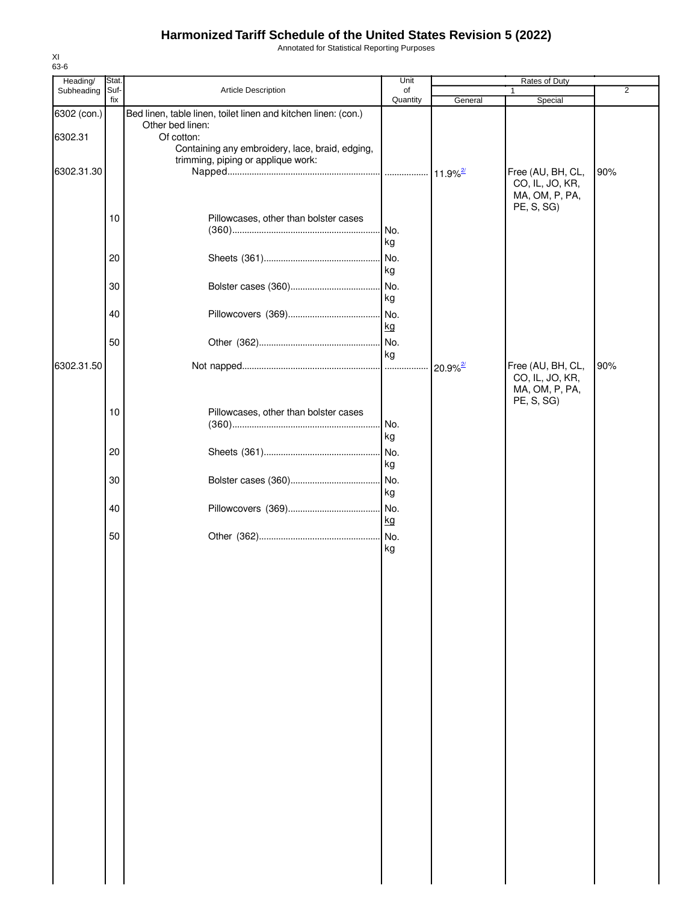# Harmonized Tariff Schedule of the United States Revision 5 (2022)

Annotated for Statistical Reporting Purposes

XI
63-6

| Heading/ Subheading | Stat. Suf- fix | Article Description | Unit of Quantity | Rates of Duty 1 General | Special | 2 |
|---|---|---|---|---|---|---|
| 6302 (con.) | | Bed linen, table linen, toilet linen and kitchen linen: (con.) | | | | |
| | | Other bed linen: | | | | |
| 6302.31 | | Of cotton: | | | | |
| | | Containing any embroidery, lace, braid, edging, trimming, piping or applique work: | | | | |
| 6302.31.30 | | Napped | | 11.9%[2/] | Free (AU, BH, CL, CO, IL, JO, KR, MA, OM, P, PA, PE, S, SG) | 90% |
| | 10 | Pillowcases, other than bolster cases (360) | No. kg | | | |
| | 20 | Sheets (361) | No. kg | | | |
| | 30 | Bolster cases (360) | No. kg | | | |
| | 40 | Pillowcovers (369) | No. kg | | | |
| | 50 | Other (362) | No. kg | | | |
| 6302.31.50 | | Not napped | | 20.9%[2/] | Free (AU, BH, CL, CO, IL, JO, KR, MA, OM, P, PA, PE, S, SG) | 90% |
| | 10 | Pillowcases, other than bolster cases (360) | No. kg | | | |
| | 20 | Sheets (361) | No. kg | | | |
| | 30 | Bolster cases (360) | No. kg | | | |
| | 40 | Pillowcovers (369) | No. kg | | | |
| | 50 | Other (362) | No. kg | | | |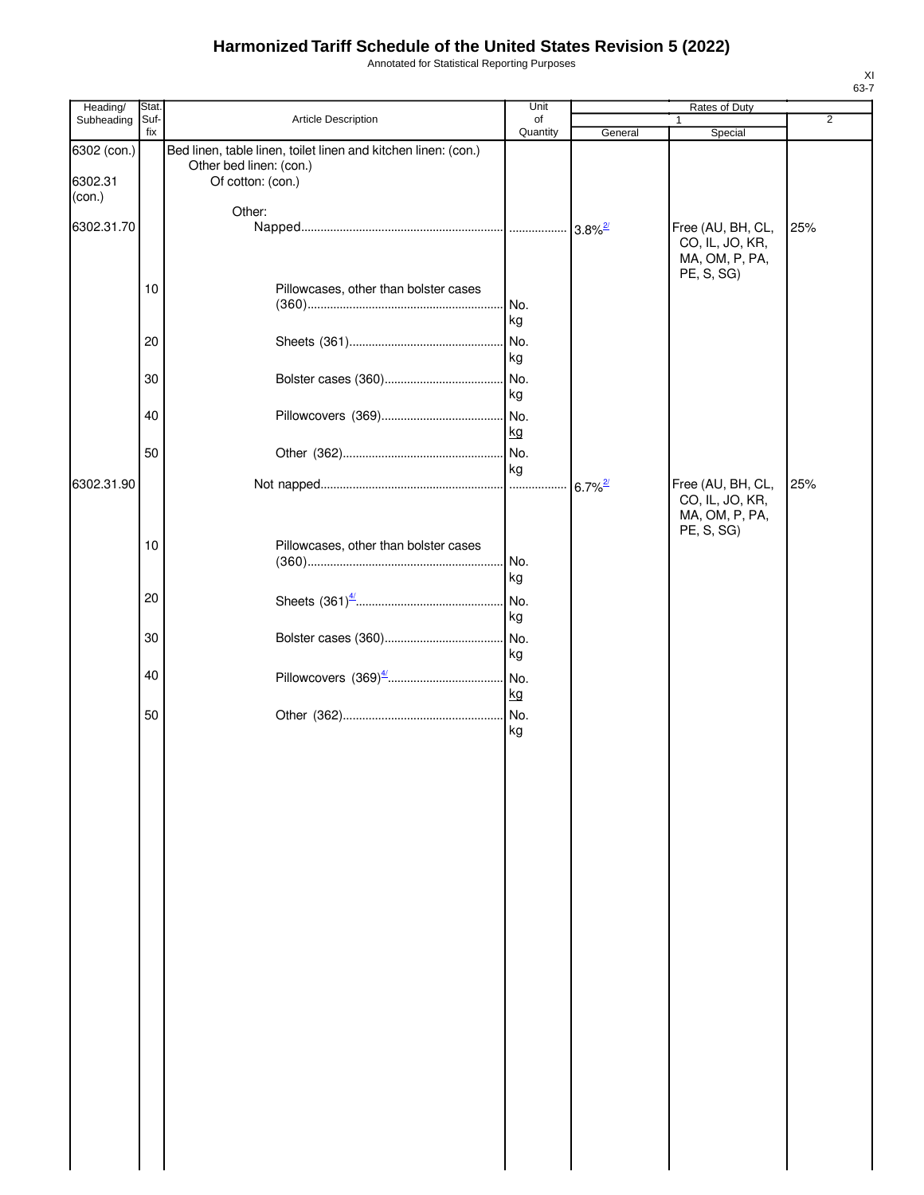# Harmonized Tariff Schedule of the United States Revision 5 (2022)

Annotated for Statistical Reporting Purposes

XI
63-7

| Heading/ Subheading | Stat. Suf- fix | Article Description | Unit of Quantity | Rates of Duty 1 General | Special | 2 |
|---|---|---|---|---|---|---|
| 6302 (con.) | | Bed linen, table linen, toilet linen and kitchen linen: (con.) | | | | |
| | | Other bed linen: (con.) | | | | |
| 6302.31 (con.) | | Of cotton: (con.) | | | | |
| | | Other: | | | | |
| 6302.31.70 | | Napped | | 3.8%[2/] | Free (AU, BH, CL, CO, IL, JO, KR, MA, OM, P, PA, PE, S, SG) | 25% |
| | 10 | Pillowcases, other than bolster cases (360) | No. kg | | | |
| | 20 | Sheets (361) | No. kg | | | |
| | 30 | Bolster cases (360) | No. kg | | | |
| | 40 | Pillowcovers (369) | No. kg | | | |
| | 50 | Other (362) | No. kg | | | |
| 6302.31.90 | | Not napped | | 6.7%[2/] | Free (AU, BH, CL, CO, IL, JO, KR, MA, OM, P, PA, PE, S, SG) | 25% |
| | 10 | Pillowcases, other than bolster cases (360) | No. kg | | | |
| | 20 | Sheets (361)[4/] | No. kg | | | |
| | 30 | Bolster cases (360) | No. kg | | | |
| | 40 | Pillowcovers (369)[4/] | No. kg | | | |
| | 50 | Other (362) | No. kg | | | |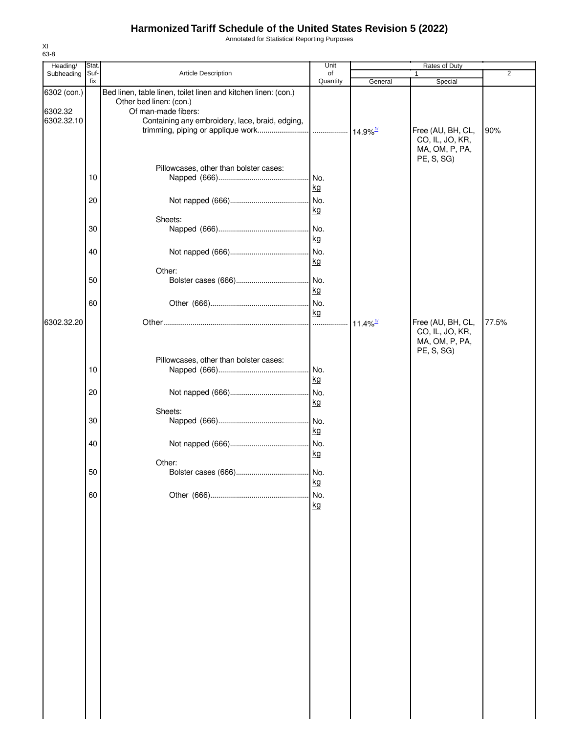# Harmonized Tariff Schedule of the United States Revision 5 (2022)

Annotated for Statistical Reporting Purposes

XI
63-8

| Heading/ Subheading | Stat. Suf- fix | Article Description | Unit of Quantity | Rates of Duty 1 General | Special | 2 |
|---|---|---|---|---|---|---|
| 6302 (con.) | | Bed linen, table linen, toilet linen and kitchen linen: (con.) | | | | |
| | | Other bed linen: (con.) | | | | |
| 6302.32 | | Of man-made fibers: | | | | |
| 6302.32.10 | | Containing any embroidery, lace, braid, edging, trimming, piping or applique work | | 14.9%[1/] | Free (AU, BH, CL, CO, IL, JO, KR, MA, OM, P, PA, PE, S, SG) | 90% |
| | | Pillowcases, other than bolster cases: | | | | |
| | 10 | Napped (666) | No. kg | | | |
| | 20 | Not napped (666) | No. kg | | | |
| | | Sheets: | | | | |
| | 30 | Napped (666) | No. kg | | | |
| | 40 | Not napped (666) | No. kg | | | |
| | | Other: | | | | |
| | 50 | Bolster cases (666) | No. kg | | | |
| | 60 | Other (666) | No. kg | | | |
| 6302.32.20 | | Other | | 11.4%[1/] | Free (AU, BH, CL, CO, IL, JO, KR, MA, OM, P, PA, PE, S, SG) | 77.5% |
| | | Pillowcases, other than bolster cases: | | | | |
| | 10 | Napped (666) | No. kg | | | |
| | 20 | Not napped (666) | No. kg | | | |
| | | Sheets: | | | | |
| | 30 | Napped (666) | No. kg | | | |
| | 40 | Not napped (666) | No. kg | | | |
| | | Other: | | | | |
| | 50 | Bolster cases (666) | No. kg | | | |
| | 60 | Other (666) | No. kg | | | |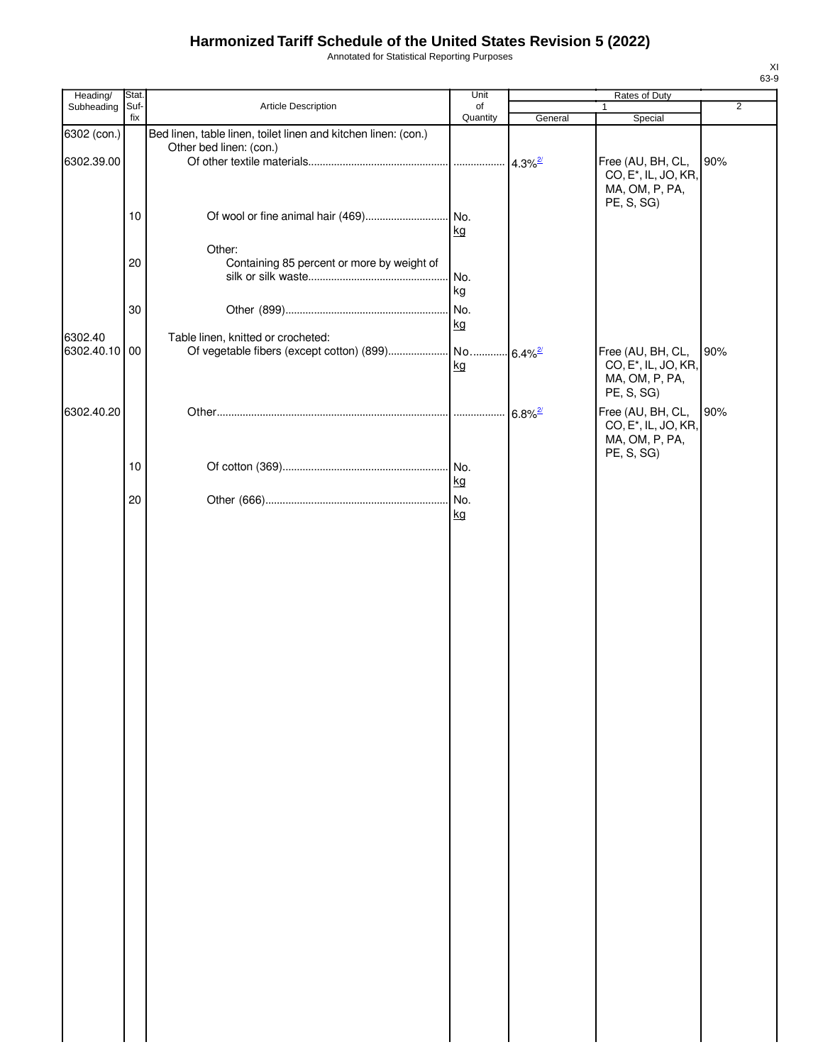# Harmonized Tariff Schedule of the United States Revision 5 (2022)

Annotated for Statistical Reporting Purposes

XI
63-9

| Heading/ Subheading | Stat. Suf- fix | Article Description | Unit of Quantity | Rates of Duty | | |
|---|---|---|---|---|---|---|
| | | | | 1 | | 2 |
| | | | | General | Special | |
| 6302 (con.) | | Bed linen, table linen, toilet linen and kitchen linen: (con.) | | | | |
| | | Other bed linen: (con.) | | | | |
| 6302.39.00 | | Of other textile materials | | 4.3%[2/] | Free (AU, BH, CL, CO, E*, IL, JO, KR, MA, OM, P, PA, PE, S, SG) | 90% |
| | 10 | Of wool or fine animal hair (469) | No. kg | | | |
| | | Other: | | | | |
| | 20 | Containing 85 percent or more by weight of silk or silk waste | No. kg | | | |
| | 30 | Other (899) | No. kg | | | |
| 6302.40 | | Table linen, knitted or crocheted: | | | | |
| 6302.40.10 | 00 | Of vegetable fibers (except cotton) (899) | No. kg | 6.4%[2/] | Free (AU, BH, CL, CO, E*, IL, JO, KR, MA, OM, P, PA, PE, S, SG) | 90% |
| 6302.40.20 | | Other | | 6.8%[2/] | Free (AU, BH, CL, CO, E*, IL, JO, KR, MA, OM, P, PA, PE, S, SG) | 90% |
| | 10 | Of cotton (369) | No. kg | | | |
| | 20 | Other (666) | No. kg | | | |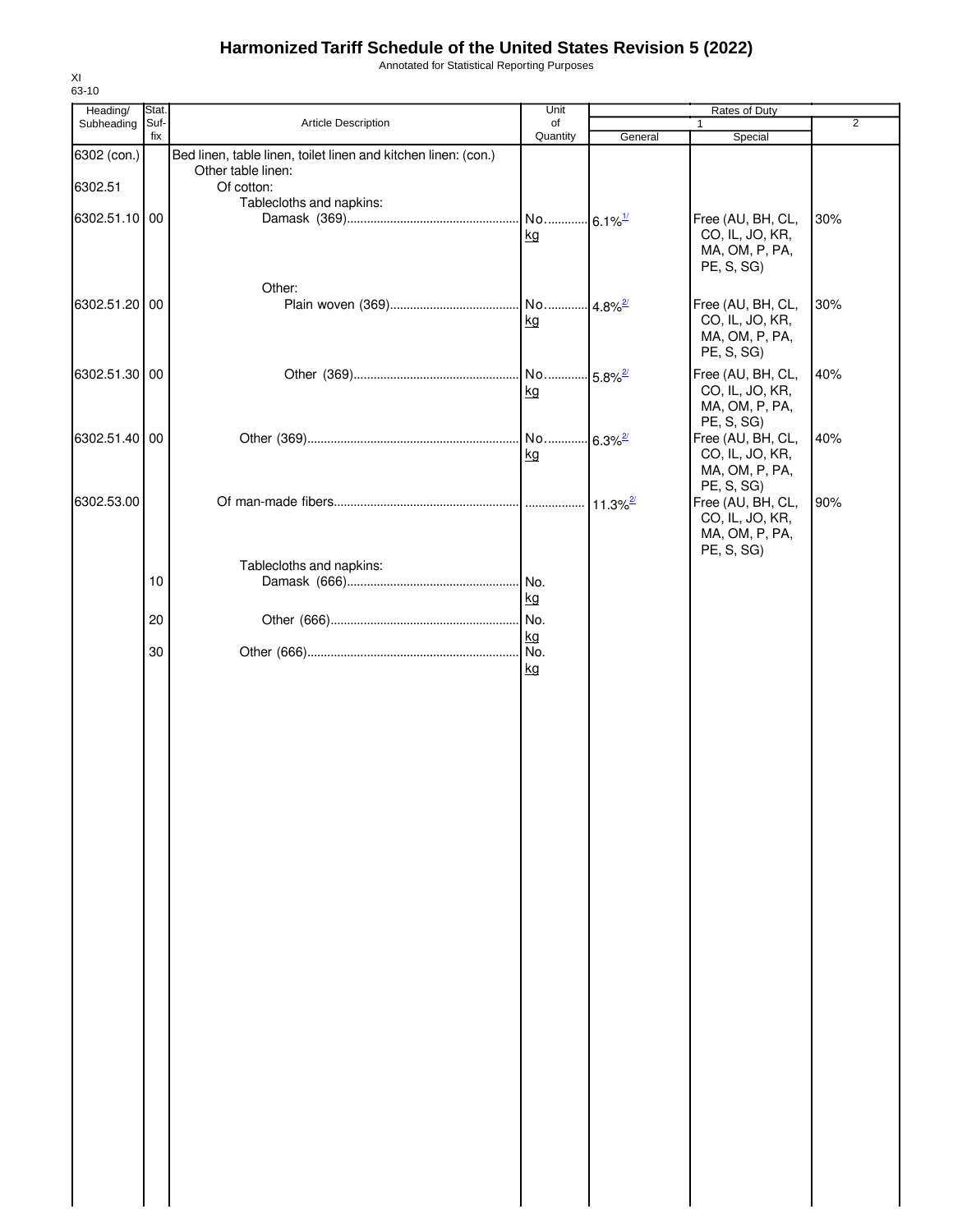# Harmonized Tariff Schedule of the United States Revision 5 (2022)

Annotated for Statistical Reporting Purposes

XI
63-10

| Heading/ Subheading | Stat. Suf- fix | Article Description | Unit of Quantity | Rates of Duty 1 General | Special | 2 |
|---|---|---|---|---|---|---|
| 6302 (con.) | | Bed linen, table linen, toilet linen and kitchen linen: (con.) | | | | |
| | | Other table linen: | | | | |
| 6302.51 | | Of cotton: | | | | |
| | | Tablecloths and napkins: | | | | |
| 6302.51.10 | 00 | Damask (369) | No. kg | 6.1%[1/] | Free (AU, BH, CL, CO, IL, JO, KR, MA, OM, P, PA, PE, S, SG) | 30% |
| | | Other: | | | | |
| 6302.51.20 | 00 | Plain woven (369) | No. kg | 4.8%[2/] | Free (AU, BH, CL, CO, IL, JO, KR, MA, OM, P, PA, PE, S, SG) | 30% |
| 6302.51.30 | 00 | Other (369) | No. kg | 5.8%[2/] | Free (AU, BH, CL, CO, IL, JO, KR, MA, OM, P, PA, PE, S, SG) | 40% |
| 6302.51.40 | 00 | Other (369) | No. kg | 6.3%[2/] | Free (AU, BH, CL, CO, IL, JO, KR, MA, OM, P, PA, PE, S, SG) | 40% |
| 6302.53.00 | | Of man-made fibers | | 11.3%[2/] | Free (AU, BH, CL, CO, IL, JO, KR, MA, OM, P, PA, PE, S, SG) | 90% |
| | | Tablecloths and napkins: | | | | |
| | 10 | Damask (666) | No. kg | | | |
| | 20 | Other (666) | No. kg | | | |
| | 30 | Other (666) | No. kg | | | |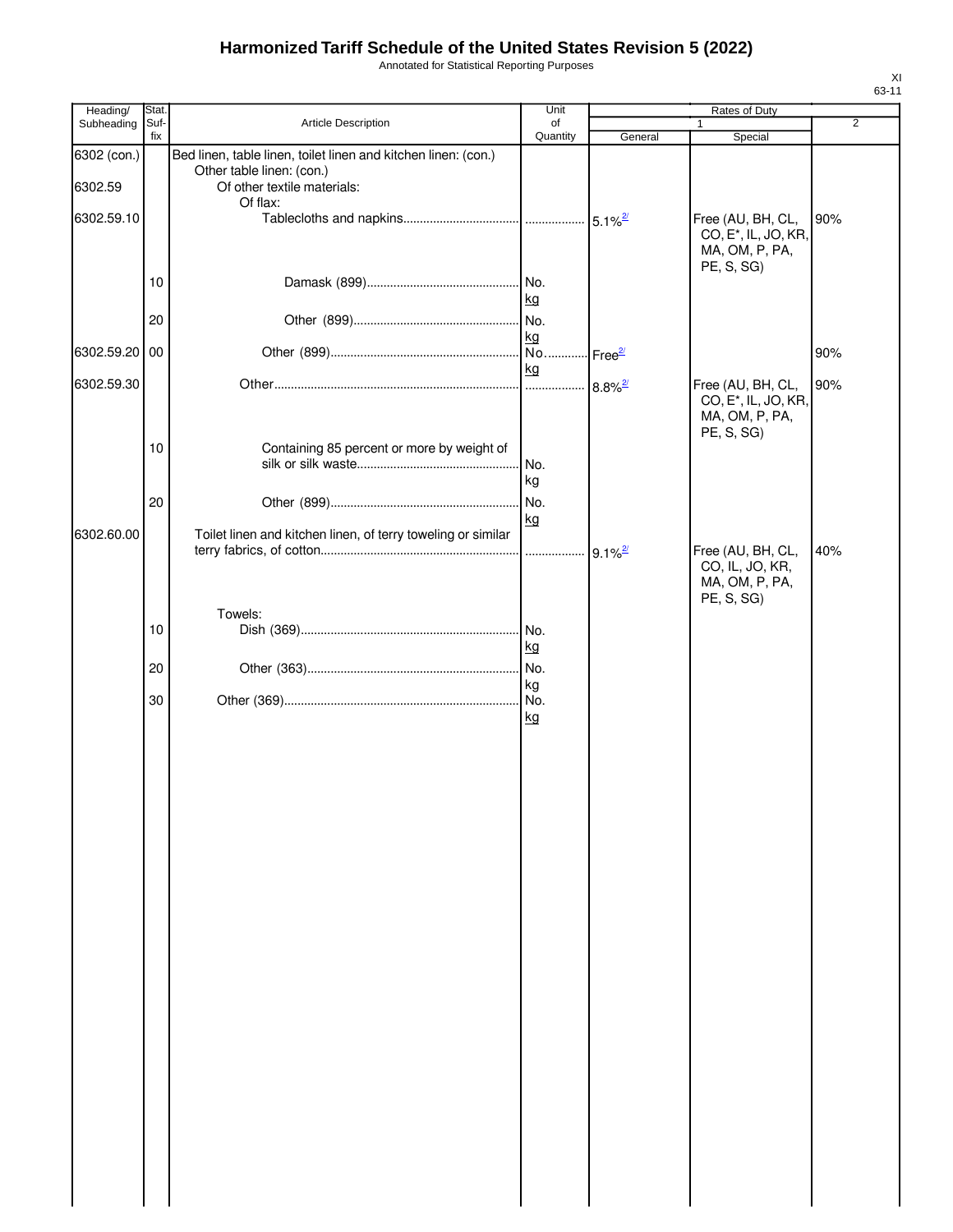# Harmonized Tariff Schedule of the United States Revision 5 (2022)

Annotated for Statistical Reporting Purposes

XI
63-11

| Heading/ Subheading | Stat. Suf-fix | Article Description | Unit of Quantity | Rates of Duty 1 General | Rates of Duty 1 Special | Rates of Duty 2 |
|---|---|---|---|---|---|---|
| 6302 (con.) | | Bed linen, table linen, toilet linen and kitchen linen: (con.) | | | | |
| | | Other table linen: (con.) | | | | |
| 6302.59 | | Of other textile materials: | | | | |
| | | Of flax: | | | | |
| 6302.59.10 | | Tablecloths and napkins | | 5.1%[2/] | Free (AU, BH, CL, CO, E*, IL, JO, KR, MA, OM, P, PA, PE, S, SG) | 90% |
| | 10 | Damask (899) | No. kg | | | |
| | 20 | Other (899) | No. kg | | | |
| 6302.59.20 | 00 | Other (899) | No. kg | Free[2/] | | 90% |
| 6302.59.30 | | Other | | 8.8%[2/] | Free (AU, BH, CL, CO, E*, IL, JO, KR, MA, OM, P, PA, PE, S, SG) | 90% |
| | 10 | Containing 85 percent or more by weight of silk or silk waste | No. kg | | | |
| | 20 | Other (899) | No. kg | | | |
| 6302.60.00 | | Toilet linen and kitchen linen, of terry toweling or similar terry fabrics, of cotton | | 9.1%[2/] | Free (AU, BH, CL, CO, IL, JO, KR, MA, OM, P, PA, PE, S, SG) | 40% |
| | | Towels: | | | | |
| | 10 | Dish (369) | No. kg | | | |
| | 20 | Other (363) | No. kg | | | |
| | 30 | Other (369) | No. kg | | | |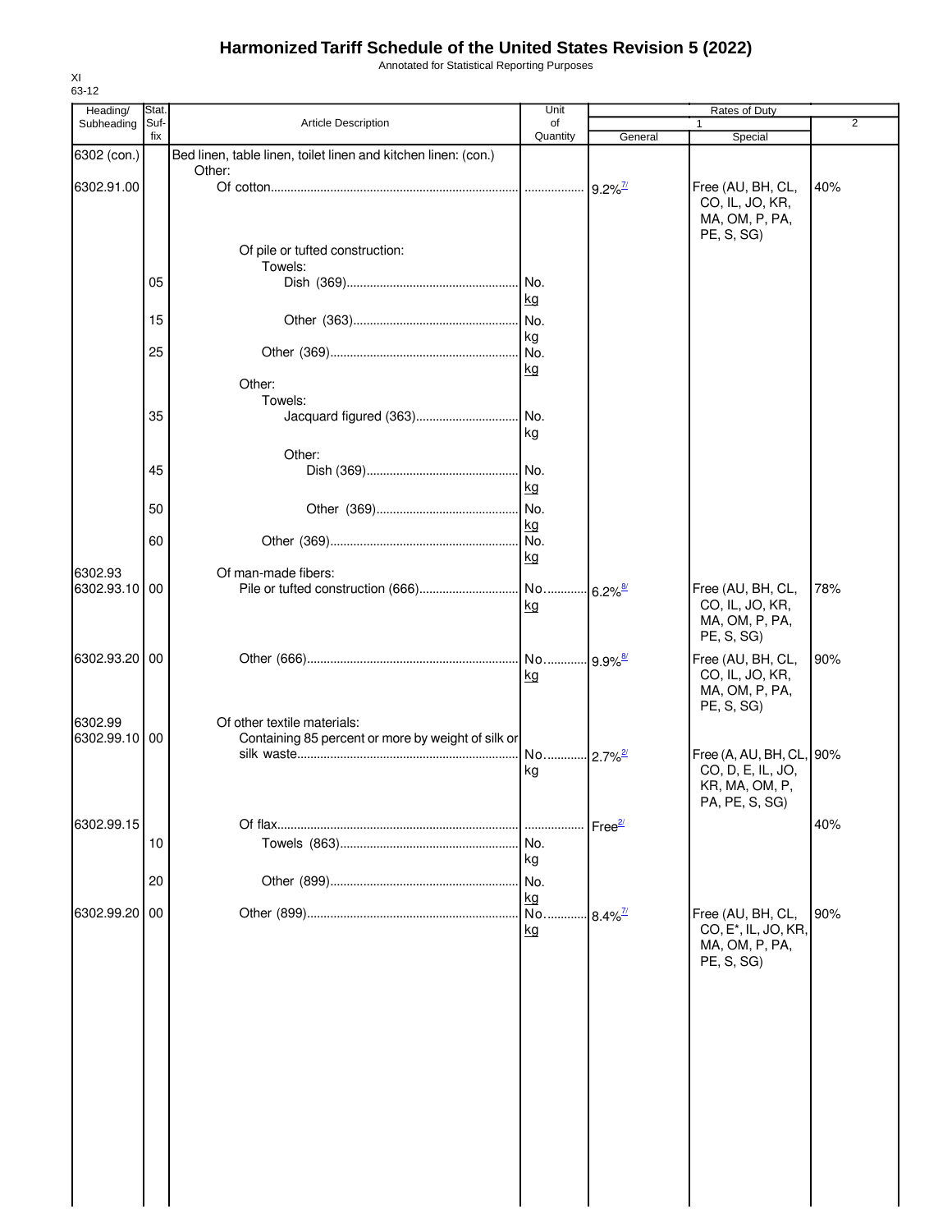# Harmonized Tariff Schedule of the United States Revision 5 (2022)

Annotated for Statistical Reporting Purposes

XI
63-12

| Heading/ Subheading | Stat. Suf- fix | Article Description | Unit of Quantity | Rates of Duty 1 General | Special | 2 |
|---|---|---|---|---|---|---|
| 6302 (con.) | | Bed linen, table linen, toilet linen and kitchen linen: (con.) | | | | |
| | | Other: | | | | |
| 6302.91.00 | | Of cotton | | 9.2%[7/] | Free (AU, BH, CL, CO, IL, JO, KR, MA, OM, P, PA, PE, S, SG) | 40% |
| | | Of pile or tufted construction: | | | | |
| | | Towels: | | | | |
| | 05 | Dish (369) | No. kg | | | |
| | 15 | Other (363) | No. kg | | | |
| | 25 | Other (369) | No. kg | | | |
| | | Other: | | | | |
| | | Towels: | | | | |
| | 35 | Jacquard figured (363) | No. kg | | | |
| | | Other: | | | | |
| | 45 | Dish (369) | No. kg | | | |
| | 50 | Other (369) | No. kg | | | |
| | 60 | Other (369) | No. kg | | | |
| 6302.93 | | Of man-made fibers: | | | | |
| 6302.93.10 | 00 | Pile or tufted construction (666) | No. kg | 6.2%[8/] | Free (AU, BH, CL, CO, IL, JO, KR, MA, OM, P, PA, PE, S, SG) | 78% |
| 6302.93.20 | 00 | Other (666) | No. kg | 9.9%[8/] | Free (AU, BH, CL, CO, IL, JO, KR, MA, OM, P, PA, PE, S, SG) | 90% |
| 6302.99 | | Of other textile materials: | | | | |
| 6302.99.10 | 00 | Containing 85 percent or more by weight of silk or silk waste | No. kg | 2.7%[2/] | Free (A, AU, BH, CL, CO, D, E, IL, JO, KR, MA, OM, P, PA, PE, S, SG) | 90% |
| 6302.99.15 | | Of flax | | Free[2/] | | 40% |
| | 10 | Towels (863) | No. kg | | | |
| | 20 | Other (899) | No. kg | | | |
| 6302.99.20 | 00 | Other (899) | No. kg | 8.4%[7/] | Free (AU, BH, CL, CO, E*, IL, JO, KR, MA, OM, P, PA, PE, S, SG) | 90% |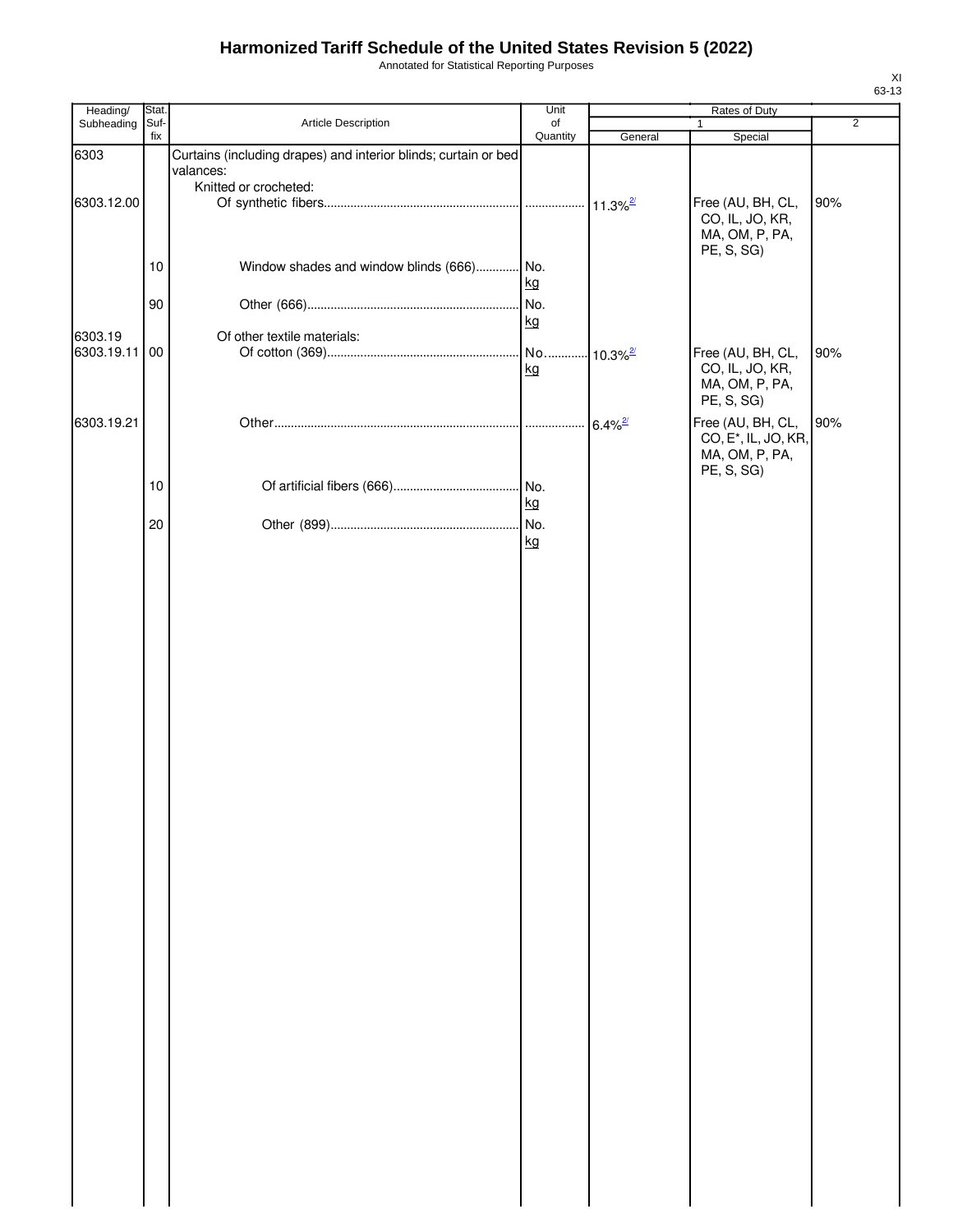# Harmonized Tariff Schedule of the United States Revision 5 (2022)

Annotated for Statistical Reporting Purposes

XI
63-13

| Heading/ Subheading | Stat. Suf- fix | Article Description | Unit of Quantity | Rates of Duty 1 General | Special | 2 |
|---|---|---|---|---|---|---|
| 6303 | | Curtains (including drapes) and interior blinds; curtain or bed valances: | | | | |
| | | Knitted or crocheted: | | | | |
| 6303.12.00 | | Of synthetic fibers | | 11.3%[2/] | Free (AU, BH, CL, CO, IL, JO, KR, MA, OM, P, PA, PE, S, SG) | 90% |
| | 10 | Window shades and window blinds (666) | No. kg | | | |
| | 90 | Other (666) | No. kg | | | |
| 6303.19 | | Of other textile materials: | | | | |
| 6303.19.11 | 00 | Of cotton (369) | No. kg | 10.3%[2/] | Free (AU, BH, CL, CO, IL, JO, KR, MA, OM, P, PA, PE, S, SG) | 90% |
| 6303.19.21 | | Other | | 6.4%[2/] | Free (AU, BH, CL, CO, E*, IL, JO, KR, MA, OM, P, PA, PE, S, SG) | 90% |
| | 10 | Of artificial fibers (666) | No. kg | | | |
| | 20 | Other (899) | No. kg | | | |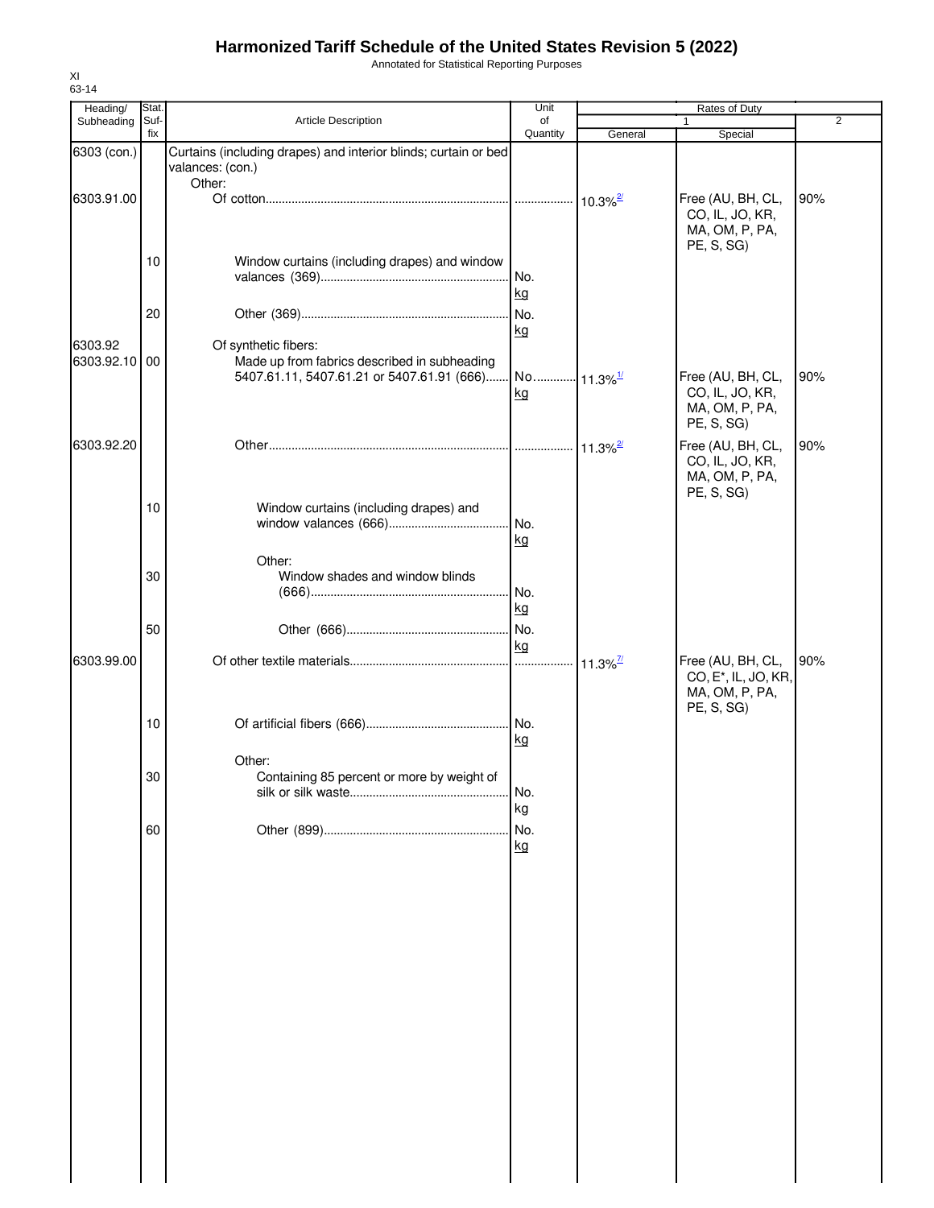# Harmonized Tariff Schedule of the United States Revision 5 (2022)

Annotated for Statistical Reporting Purposes

XI
63-14

| Heading/ Subheading | Stat. Suf-fix | Article Description | Unit of Quantity | Rates of Duty | | |
|---|---|---|---|---|---|---|
| | | | | 1 | | 2 |
| | | | | General | Special | |
| 6303 (con.) | | Curtains (including drapes) and interior blinds; curtain or bed valances: (con.) | | | | |
| | | Other: | | | | |
| 6303.91.00 | | Of cotton | | 10.3%[2/] | Free (AU, BH, CL, CO, IL, JO, KR, MA, OM, P, PA, PE, S, SG) | 90% |
| | 10 | Window curtains (including drapes) and window valances (369) | No. kg | | | |
| | 20 | Other (369) | No. kg | | | |
| 6303.92 | | Of synthetic fibers: | | | | |
| 6303.92.10 | 00 | Made up from fabrics described in subheading 5407.61.11, 5407.61.21 or 5407.61.91 (666) | No. kg | 11.3%[1/] | Free (AU, BH, CL, CO, IL, JO, KR, MA, OM, P, PA, PE, S, SG) | 90% |
| 6303.92.20 | | Other | | 11.3%[2/] | Free (AU, BH, CL, CO, IL, JO, KR, MA, OM, P, PA, PE, S, SG) | 90% |
| | 10 | Window curtains (including drapes) and window valances (666) | No. kg | | | |
| | | Other: | | | | |
| | 30 | Window shades and window blinds (666) | No. kg | | | |
| | 50 | Other (666) | No. kg | | | |
| 6303.99.00 | | Of other textile materials | | 11.3%[7/] | Free (AU, BH, CL, CO, E*, IL, JO, KR, MA, OM, P, PA, PE, S, SG) | 90% |
| | 10 | Of artificial fibers (666) | No. kg | | | |
| | | Other: | | | | |
| | 30 | Containing 85 percent or more by weight of silk or silk waste | No. kg | | | |
| | 60 | Other (899) | No. kg | | | |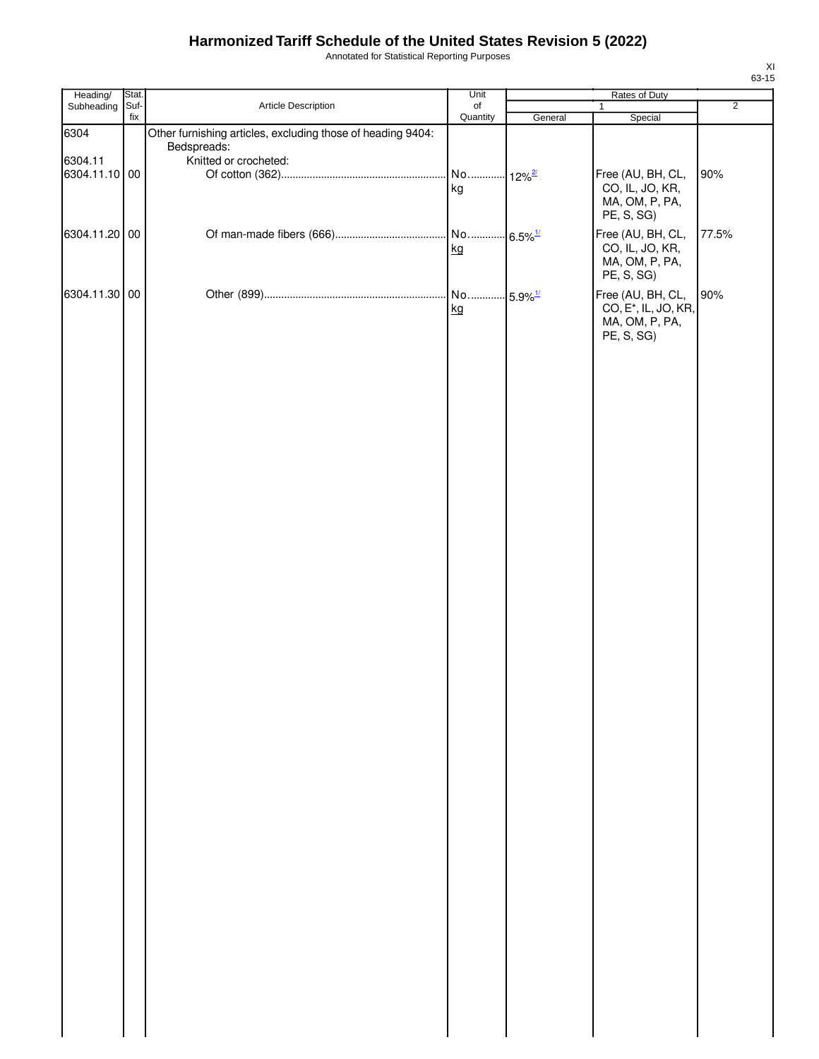# Harmonized Tariff Schedule of the United States Revision 5 (2022)

Annotated for Statistical Reporting Purposes

XI
63-15

| Heading/ Subheading | Stat. Suf- fix | Article Description | Unit of Quantity | Rates of Duty | | |
|---|---|---|---|---|---|---|
| | | | | 1 | | 2 |
| | | | | General | Special | |
| 6304 | | Other furnishing articles, excluding those of heading 9404: | | | | |
| | | Bedspreads: | | | | |
| 6304.11 | | Knitted or crocheted: | | | | |
| 6304.11.10 | 00 | Of cotton (362) | No. kg | 12%[2/] | Free (AU, BH, CL, CO, IL, JO, KR, MA, OM, P, PA, PE, S, SG) | 90% |
| 6304.11.20 | 00 | Of man-made fibers (666) | No. kg | 6.5%[1/] | Free (AU, BH, CL, CO, IL, JO, KR, MA, OM, P, PA, PE, S, SG) | 77.5% |
| 6304.11.30 | 00 | Other (899) | No. kg | 5.9%[1/] | Free (AU, BH, CL, CO, E*, IL, JO, KR, MA, OM, P, PA, PE, S, SG) | 90% |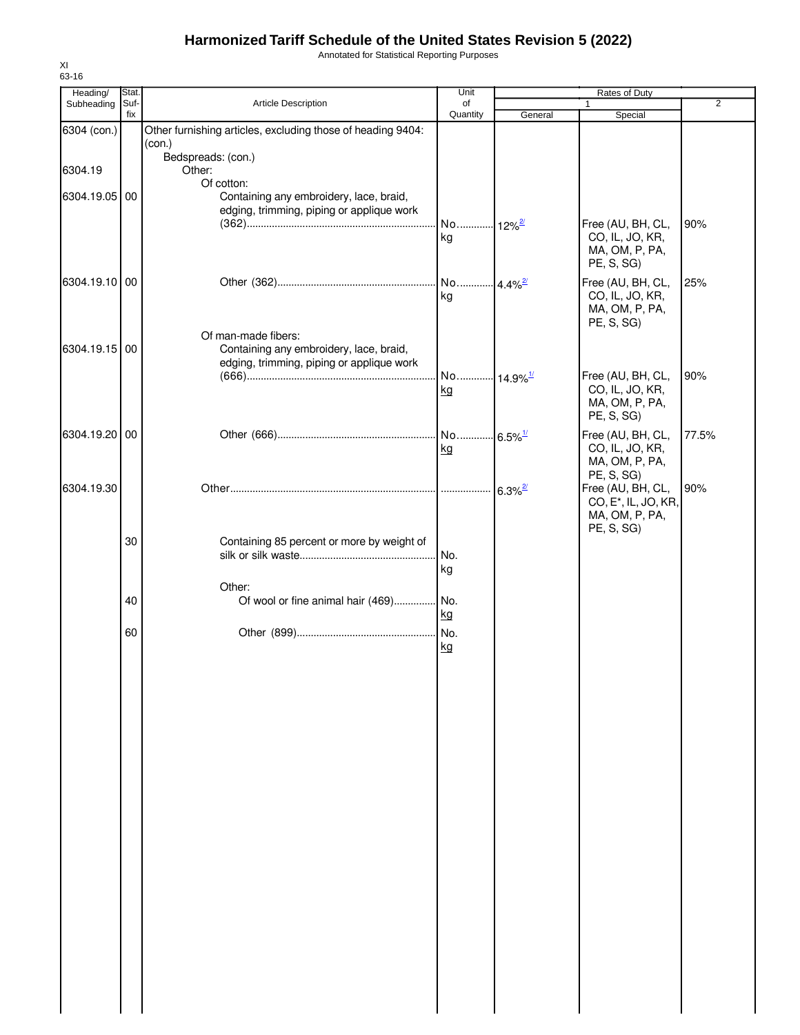# Harmonized Tariff Schedule of the United States Revision 5 (2022)

Annotated for Statistical Reporting Purposes

XI
63-16

| Heading/ Subheading | Stat. Suf- fix | Article Description | Unit of Quantity | Rates of Duty 1 General | Special | 2 |
|---|---|---|---|---|---|---|
| 6304 (con.) | | Other furnishing articles, excluding those of heading 9404: (con.) | | | | |
| | | Bedspreads: (con.) | | | | |
| 6304.19 | | Other: | | | | |
| | | Of cotton: | | | | |
| 6304.19.05 | 00 | Containing any embroidery, lace, braid, edging, trimming, piping or applique work (362) | No. kg | 12%[2/] | Free (AU, BH, CL, CO, IL, JO, KR, MA, OM, P, PA, PE, S, SG) | 90% |
| 6304.19.10 | 00 | Other (362) | No. kg | 4.4%[2/] | Free (AU, BH, CL, CO, IL, JO, KR, MA, OM, P, PA, PE, S, SG) | 25% |
| | | Of man-made fibers: | | | | |
| 6304.19.15 | 00 | Containing any embroidery, lace, braid, edging, trimming, piping or applique work (666) | No. kg | 14.9%[1/] | Free (AU, BH, CL, CO, IL, JO, KR, MA, OM, P, PA, PE, S, SG) | 90% |
| 6304.19.20 | 00 | Other (666) | No. kg | 6.5%[1/] | Free (AU, BH, CL, CO, IL, JO, KR, MA, OM, P, PA, PE, S, SG) | 77.5% |
| 6304.19.30 | | Other | | 6.3%[2/] | Free (AU, BH, CL, CO, E*, IL, JO, KR, MA, OM, P, PA, PE, S, SG) | 90% |
| | 30 | Containing 85 percent or more by weight of silk or silk waste | No. kg | | | |
| | | Other: | | | | |
| | 40 | Of wool or fine animal hair (469) | No. kg | | | |
| | 60 | Other (899) | No. kg | | | |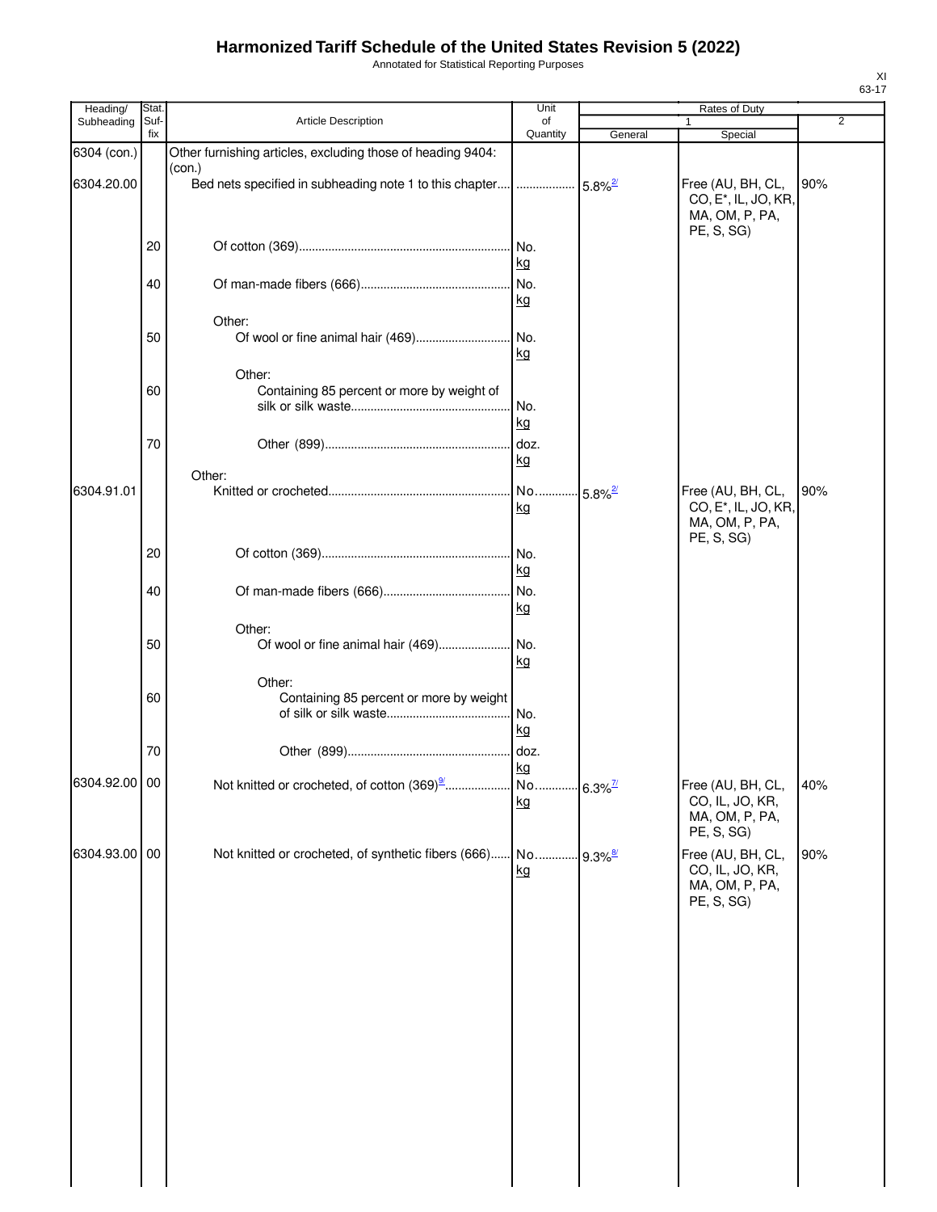# Harmonized Tariff Schedule of the United States Revision 5 (2022)

Annotated for Statistical Reporting Purposes

XI
63-17

| Heading/ Subheading | Stat. Suf- fix | Article Description | Unit of Quantity | Rates of Duty 1 General | Special | 2 |
|---|---|---|---|---|---|---|
| 6304 (con.) | | Other furnishing articles, excluding those of heading 9404: (con.) | | | | |
| 6304.20.00 | | Bed nets specified in subheading note 1 to this chapter | | 5.8%[2/] | Free (AU, BH, CL, CO, E*, IL, JO, KR, MA, OM, P, PA, PE, S, SG) | 90% |
| | 20 | Of cotton (369) | No. kg | | | |
| | 40 | Of man-made fibers (666) | No. kg | | | |
| | | Other: | | | | |
| | 50 | Of wool or fine animal hair (469) | No. kg | | | |
| | | Other: | | | | |
| | 60 | Containing 85 percent or more by weight of silk or silk waste | No. kg | | | |
| | 70 | Other (899) | doz. kg | | | |
| | | Other: | | | | |
| 6304.91.01 | | Knitted or crocheted | No. kg | 5.8%[2/] | Free (AU, BH, CL, CO, E*, IL, JO, KR, MA, OM, P, PA, PE, S, SG) | 90% |
| | 20 | Of cotton (369) | No. kg | | | |
| | 40 | Of man-made fibers (666) | No. kg | | | |
| | | Other: | | | | |
| | 50 | Of wool or fine animal hair (469) | No. kg | | | |
| | | Other: | | | | |
| | 60 | Containing 85 percent or more by weight of silk or silk waste | No. kg | | | |
| | 70 | Other (899) | doz. kg | | | |
| 6304.92.00 | 00 | Not knitted or crocheted, of cotton (369)[9/] | No. kg | 6.3%[7/] | Free (AU, BH, CL, CO, IL, JO, KR, MA, OM, P, PA, PE, S, SG) | 40% |
| 6304.93.00 | 00 | Not knitted or crocheted, of synthetic fibers (666) | No. kg | 9.3%[8/] | Free (AU, BH, CL, CO, IL, JO, KR, MA, OM, P, PA, PE, S, SG) | 90% |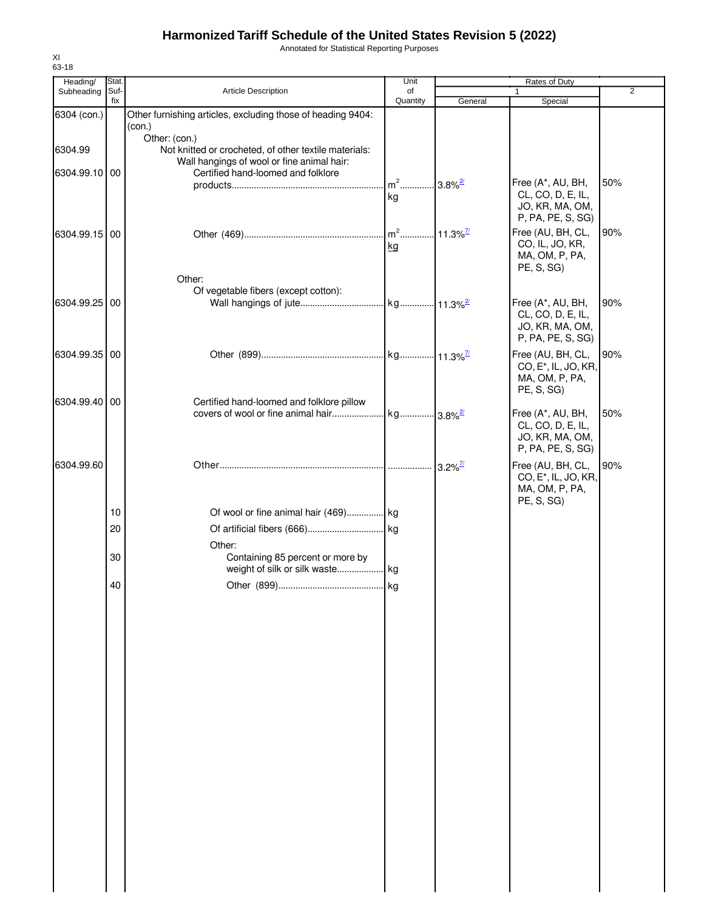# Harmonized Tariff Schedule of the United States Revision 5 (2022)

Annotated for Statistical Reporting Purposes

XI
63-18

| Heading/ Subheading | Stat. Suf- fix | Article Description | Unit of Quantity | Rates of Duty 1 General | Special | 2 |
|---|---|---|---|---|---|---|
| 6304 (con.) | | Other furnishing articles, excluding those of heading 9404: (con.) | | | | |
| | | Other: (con.) | | | | |
| 6304.99 | | Not knitted or crocheted, of other textile materials: | | | | |
| | | Wall hangings of wool or fine animal hair: | | | | |
| 6304.99.10 | 00 | Certified hand-loomed and folklore products | $m^2$ kg | 3.8%[2/] | Free (A*, AU, BH, CL, CO, D, E, IL, JO, KR, MA, OM, P, PA, PE, S, SG) | 50% |
| 6304.99.15 | 00 | Other (469) | $m^2$ kg | 11.3%[7/] | Free (AU, BH, CL, CO, IL, JO, KR, MA, OM, P, PA, PE, S, SG) | 90% |
| | | Other: | | | | |
| | | Of vegetable fibers (except cotton): | | | | |
| 6304.99.25 | 00 | Wall hangings of jute | kg | 11.3%[2/] | Free (A*, AU, BH, CL, CO, D, E, IL, JO, KR, MA, OM, P, PA, PE, S, SG) | 90% |
| 6304.99.35 | 00 | Other (899) | kg | 11.3%[7/] | Free (AU, BH, CL, CO, E*, IL, JO, KR, MA, OM, P, PA, PE, S, SG) | 90% |
| 6304.99.40 | 00 | Certified hand-loomed and folklore pillow covers of wool or fine animal hair | kg | 3.8%[2/] | Free (A*, AU, BH, CL, CO, D, E, IL, JO, KR, MA, OM, P, PA, PE, S, SG) | 50% |
| 6304.99.60 | | Other | | 3.2%[7/] | Free (AU, BH, CL, CO, E*, IL, JO, KR, MA, OM, P, PA, PE, S, SG) | 90% |
| | 10 | Of wool or fine animal hair (469) | kg | | | |
| | 20 | Of artificial fibers (666) | kg | | | |
| | | Other: | | | | |
| | 30 | Containing 85 percent or more by weight of silk or silk waste | kg | | | |
| | 40 | Other (899) | kg | | | |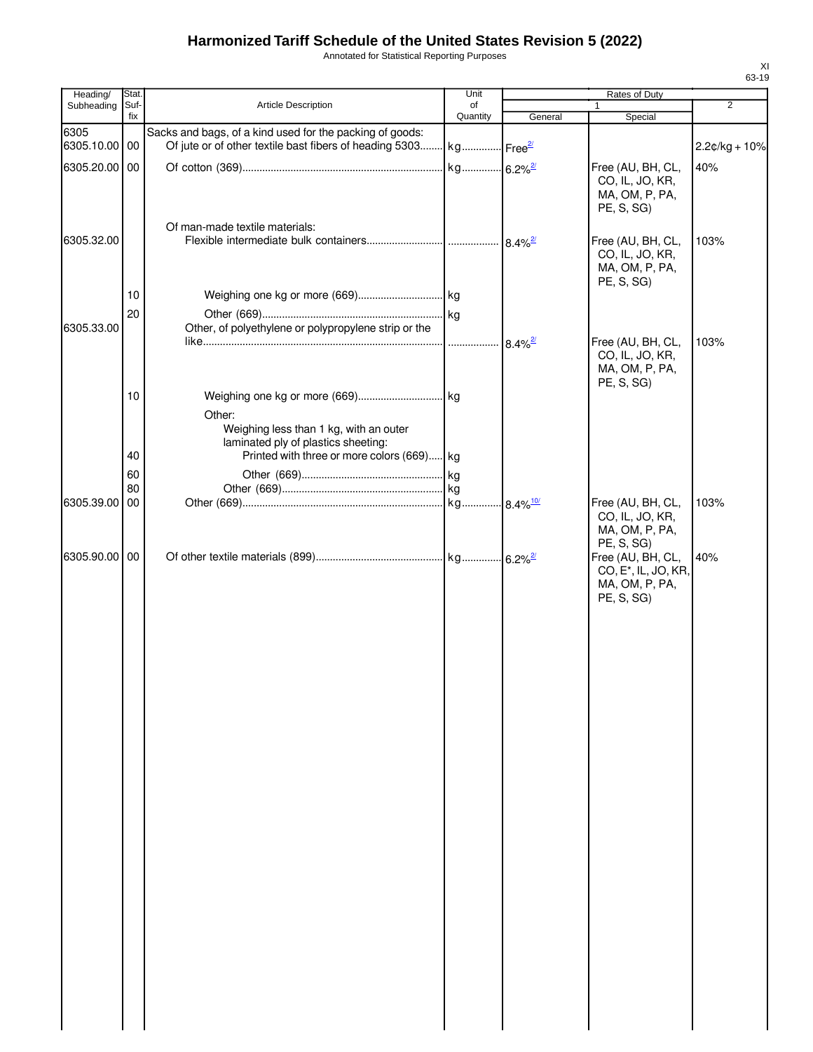# Harmonized Tariff Schedule of the United States Revision 5 (2022)

Annotated for Statistical Reporting Purposes

XI
63-19

| Heading/ Subheading | Stat. Suf- fix | Article Description | Unit of Quantity | Rates of Duty 1 General | Special | 2 |
|---|---|---|---|---|---|---|
| 6305 | | Sacks and bags, of a kind used for the packing of goods: | | | | |
| 6305.10.00 | 00 | Of jute or of other textile bast fibers of heading 5303 | kg | Free[2/] | | 2.2¢/kg + 10% |
| 6305.20.00 | 00 | Of cotton (369) | kg | 6.2%[2/] | Free (AU, BH, CL, CO, IL, JO, KR, MA, OM, P, PA, PE, S, SG) | 40% |
| | | Of man-made textile materials: | | | | |
| 6305.32.00 | | Flexible intermediate bulk containers | | 8.4%[2/] | Free (AU, BH, CL, CO, IL, JO, KR, MA, OM, P, PA, PE, S, SG) | 103% |
| | 10 | Weighing one kg or more (669) | kg | | | |
| | 20 | Other (669) | kg | | | |
| 6305.33.00 | | Other, of polyethylene or polypropylene strip or the like | | 8.4%[2/] | Free (AU, BH, CL, CO, IL, JO, KR, MA, OM, P, PA, PE, S, SG) | 103% |
| | 10 | Weighing one kg or more (669) | kg | | | |
| | | Other: | | | | |
| | | Weighing less than 1 kg, with an outer laminated ply of plastics sheeting: | | | | |
| | 40 | Printed with three or more colors (669) | kg | | | |
| | 60 | Other (669) | kg | | | |
| | 80 | Other (669) | kg | | | |
| 6305.39.00 | 00 | Other (669) | kg | 8.4%[10/] | Free (AU, BH, CL, CO, IL, JO, KR, MA, OM, P, PA, PE, S, SG) | 103% |
| 6305.90.00 | 00 | Of other textile materials (899) | kg | 6.2%[2/] | Free (AU, BH, CL, CO, E*, IL, JO, KR, MA, OM, P, PA, PE, S, SG) | 40% |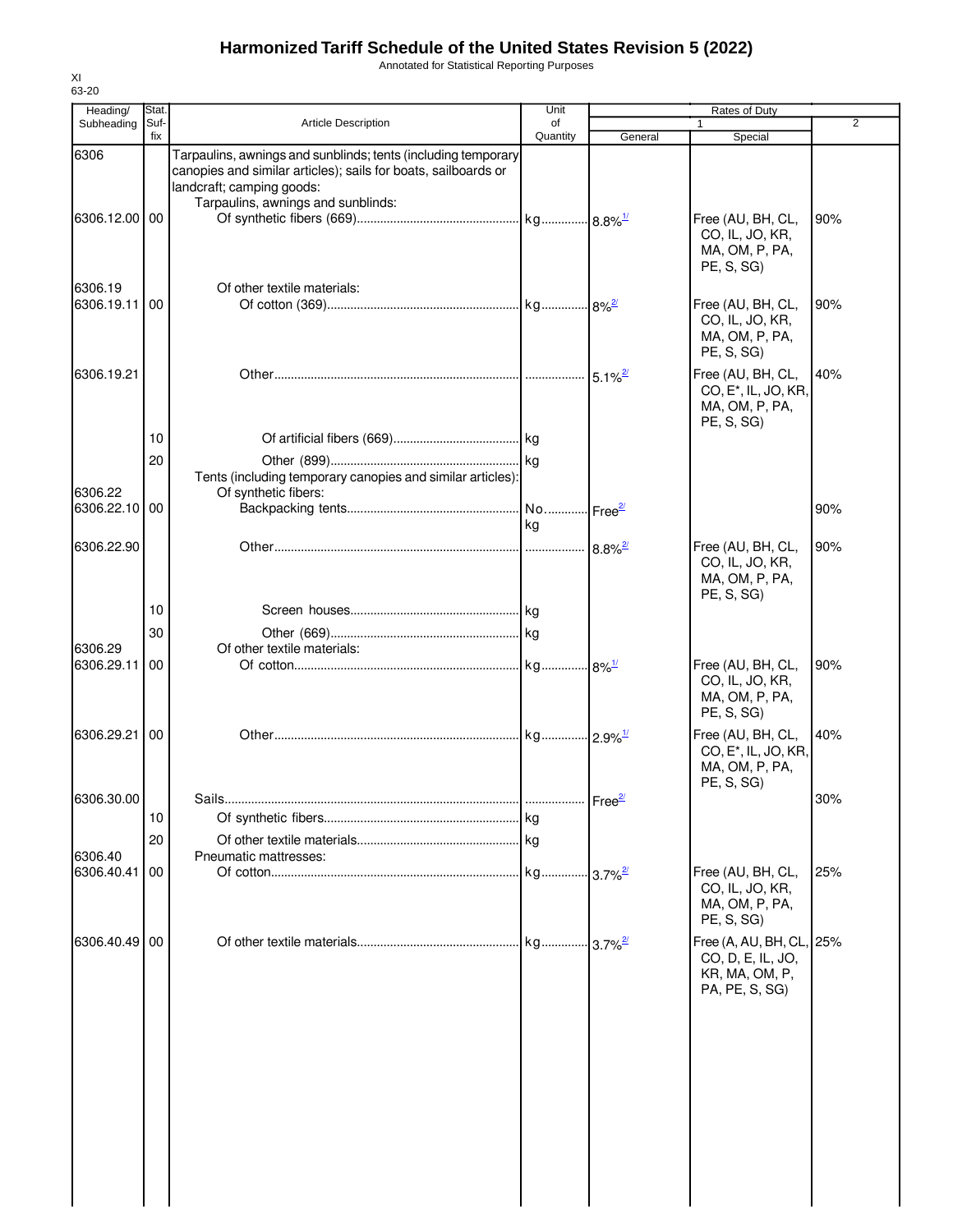# Harmonized Tariff Schedule of the United States Revision 5 (2022)

Annotated for Statistical Reporting Purposes

XI
63-20

| Heading/ Subheading | Stat. Suf- fix | Article Description | Unit of Quantity | Rates of Duty 1 General | Special | 2 |
|---|---|---|---|---|---|---|
| 6306 | | Tarpaulins, awnings and sunblinds; tents (including temporary canopies and similar articles); sails for boats, sailboards or landcraft; camping goods: | | | | |
| | | Tarpaulins, awnings and sunblinds: | | | | |
| 6306.12.00 | 00 | Of synthetic fibers (669) | kg | 8.8%[1/] | Free (AU, BH, CL, CO, IL, JO, KR, MA, OM, P, PA, PE, S, SG) | 90% |
| 6306.19 | | Of other textile materials: | | | | |
| 6306.19.11 | 00 | Of cotton (369) | kg | 8%[2/] | Free (AU, BH, CL, CO, IL, JO, KR, MA, OM, P, PA, PE, S, SG) | 90% |
| 6306.19.21 | | Other | | 5.1%[2/] | Free (AU, BH, CL, CO, E*, IL, JO, KR, MA, OM, P, PA, PE, S, SG) | 40% |
| | 10 | Of artificial fibers (669) | kg | | | |
| | 20 | Other (899) | kg | | | |
| | | Tents (including temporary canopies and similar articles): | | | | |
| 6306.22 | | Of synthetic fibers: | | | | |
| 6306.22.10 | 00 | Backpacking tents | No. kg | Free[2/] | | 90% |
| 6306.22.90 | | Other | | 8.8%[2/] | Free (AU, BH, CL, CO, IL, JO, KR, MA, OM, P, PA, PE, S, SG) | 90% |
| | 10 | Screen houses | kg | | | |
| | 30 | Other (669) | kg | | | |
| 6306.29 | | Of other textile materials: | | | | |
| 6306.29.11 | 00 | Of cotton | kg | 8%[1/] | Free (AU, BH, CL, CO, IL, JO, KR, MA, OM, P, PA, PE, S, SG) | 90% |
| 6306.29.21 | 00 | Other | kg | 2.9%[1/] | Free (AU, BH, CL, CO, E*, IL, JO, KR, MA, OM, P, PA, PE, S, SG) | 40% |
| 6306.30.00 | | Sails | | Free[2/] | | 30% |
| | 10 | Of synthetic fibers | kg | | | |
| | 20 | Of other textile materials | kg | | | |
| 6306.40 | | Pneumatic mattresses: | | | | |
| 6306.40.41 | 00 | Of cotton | kg | 3.7%[2/] | Free (AU, BH, CL, CO, IL, JO, KR, MA, OM, P, PA, PE, S, SG) | 25% |
| 6306.40.49 | 00 | Of other textile materials | kg | 3.7%[2/] | Free (A, AU, BH, CL, CO, D, E, IL, JO, KR, MA, OM, P, PA, PE, S, SG) | 25% |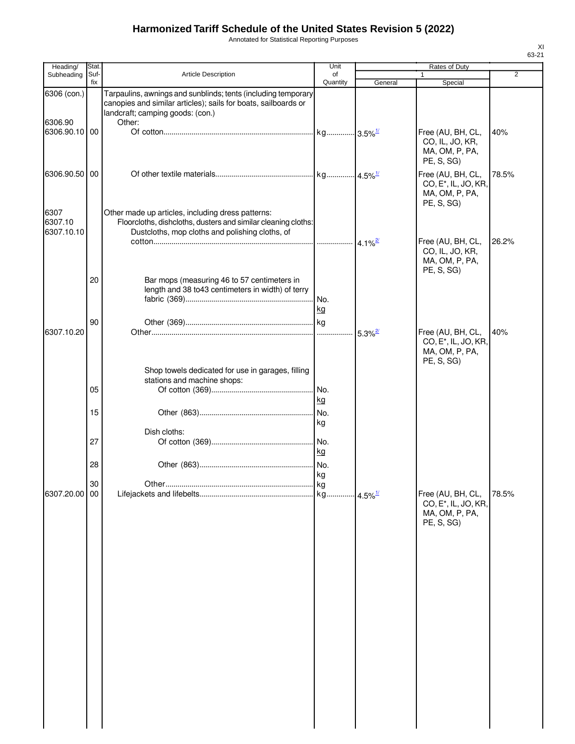# Harmonized Tariff Schedule of the United States Revision 5 (2022)

Annotated for Statistical Reporting Purposes

XI
63-21

| Heading/ Subheading | Stat. Suf- fix | Article Description | Unit of Quantity | Rates of Duty | | |
|---|---|---|---|---|---|---|
| | | | | 1 | | 2 |
| | | | | General | Special | |
| 6306 (con.) | | Tarpaulins, awnings and sunblinds; tents (including temporary canopies and similar articles); sails for boats, sailboards or landcraft; camping goods: (con.) | | | | |
| 6306.90 | | Other: | | | | |
| 6306.90.10 | 00 | Of cotton | kg | 3.5%[1/] | Free (AU, BH, CL, CO, IL, JO, KR, MA, OM, P, PA, PE, S, SG) | 40% |
| 6306.90.50 | 00 | Of other textile materials | kg | 4.5%[1/] | Free (AU, BH, CL, CO, E*, IL, JO, KR, MA, OM, P, PA, PE, S, SG) | 78.5% |
| 6307 | | Other made up articles, including dress patterns: | | | | |
| 6307.10 | | Floorcloths, dishcloths, dusters and similar cleaning cloths: | | | | |
| 6307.10.10 | | Dustcloths, mop cloths and polishing cloths, of cotton | | 4.1%[2/] | Free (AU, BH, CL, CO, IL, JO, KR, MA, OM, P, PA, PE, S, SG) | 26.2% |
| | 20 | Bar mops (measuring 46 to 57 centimeters in length and 38 to43 centimeters in width) of terry fabric (369) | No. kg | | | |
| | 90 | Other (369) | kg | | | |
| 6307.10.20 | | Other | | 5.3%[2/] | Free (AU, BH, CL, CO, E*, IL, JO, KR, MA, OM, P, PA, PE, S, SG) | 40% |
| | | Shop towels dedicated for use in garages, filling stations and machine shops: | | | | |
| | 05 | Of cotton (369) | No. kg | | | |
| | 15 | Other (863) | No. kg | | | |
| | | Dish cloths: | | | | |
| | 27 | Of cotton (369) | No. kg | | | |
| | 28 | Other (863) | No. kg | | | |
| | 30 | Other | kg | | | |
| 6307.20.00 | 00 | Lifejackets and lifebelts | kg | 4.5%[1/] | Free (AU, BH, CL, CO, E*, IL, JO, KR, MA, OM, P, PA, PE, S, SG) | 78.5% |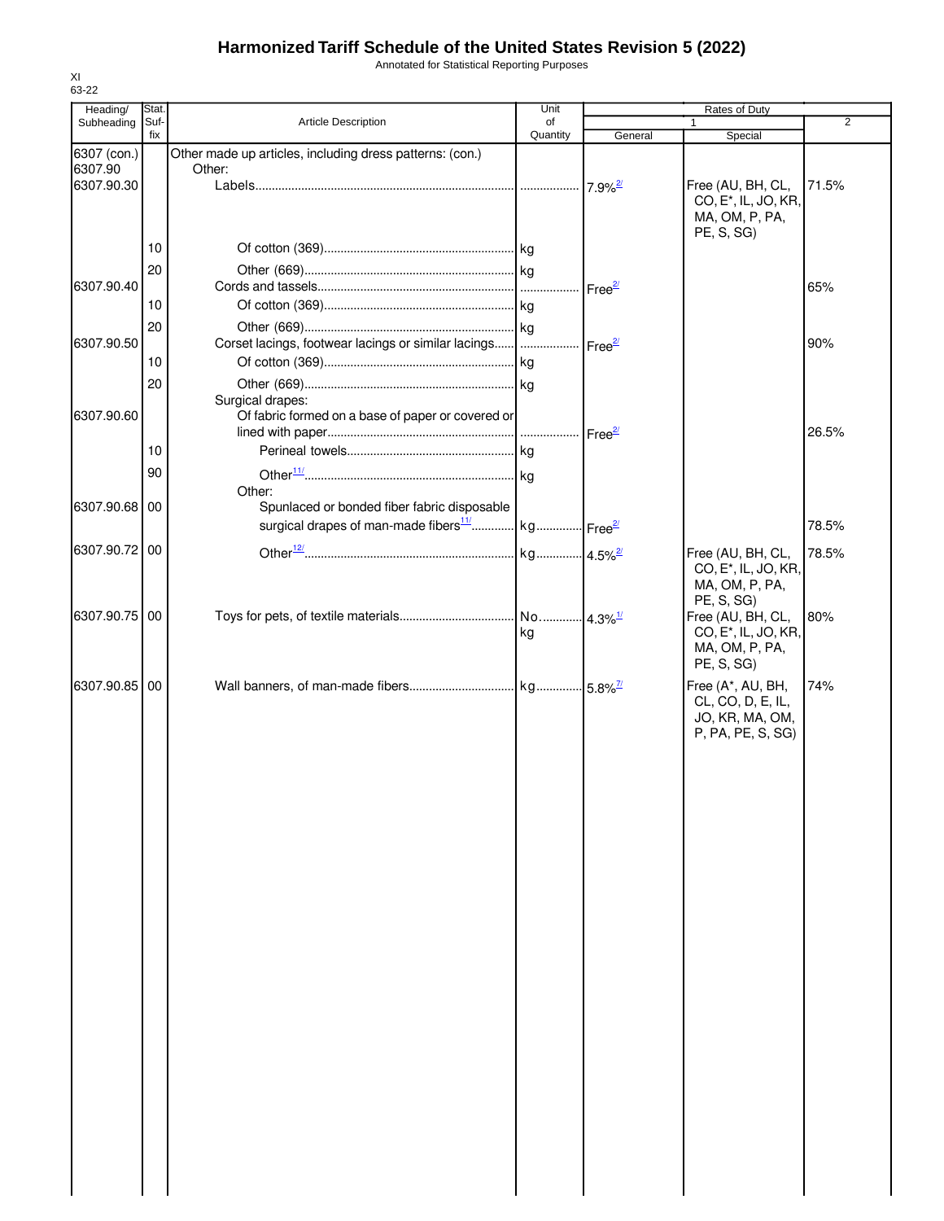# Harmonized Tariff Schedule of the United States Revision 5 (2022)

Annotated for Statistical Reporting Purposes

XI
63-22

| Heading/ Subheading | Stat. Suf- fix | Article Description | Unit of Quantity | Rates of Duty 1 General | Special | 2 |
|---|---|---|---|---|---|---|
| 6307 (con.) | | Other made up articles, including dress patterns: (con.) | | | | |
| 6307.90 | | Other: | | | | |
| 6307.90.30 | | Labels | | 7.9%[2/] | Free (AU, BH, CL, CO, E*, IL, JO, KR, MA, OM, P, PA, PE, S, SG) | 71.5% |
| | 10 | Of cotton (369) | kg | | | |
| | 20 | Other (669) | kg | | | |
| 6307.90.40 | | Cords and tassels | | Free[2/] | | 65% |
| | 10 | Of cotton (369) | kg | | | |
| | 20 | Other (669) | kg | | | |
| 6307.90.50 | | Corset lacings, footwear lacings or similar lacings | | Free[2/] | | 90% |
| | 10 | Of cotton (369) | kg | | | |
| | 20 | Other (669) | kg | | | |
| | | Surgical drapes: | | | | |
| 6307.90.60 | | Of fabric formed on a base of paper or covered or lined with paper | | Free[2/] | | 26.5% |
| | 10 | Perineal towels | kg | | | |
| | 90 | Other[11/] | kg | | | |
| | | Other: | | | | |
| 6307.90.68 | 00 | Spunlaced or bonded fiber fabric disposable surgical drapes of man-made fibers[11/] | kg | Free[2/] | | 78.5% |
| 6307.90.72 | 00 | Other[12/] | kg | 4.5%[2/] | Free (AU, BH, CL, CO, E*, IL, JO, KR, MA, OM, P, PA, PE, S, SG) | 78.5% |
| 6307.90.75 | 00 | Toys for pets, of textile materials | No. kg | 4.3%[1/] | Free (AU, BH, CL, CO, E*, IL, JO, KR, MA, OM, P, PA, PE, S, SG) | 80% |
| 6307.90.85 | 00 | Wall banners, of man-made fibers | kg | 5.8%[7/] | Free (A*, AU, BH, CL, CO, D, E, IL, JO, KR, MA, OM, P, PA, PE, S, SG) | 74% |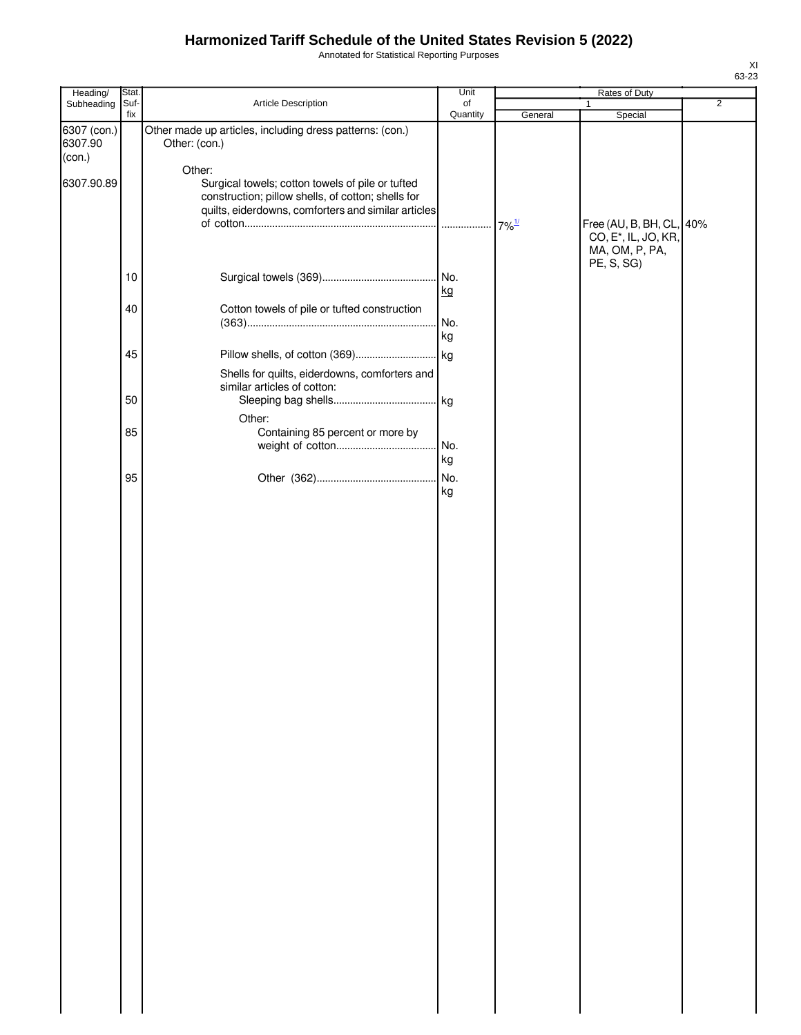# Harmonized Tariff Schedule of the United States Revision 5 (2022)

Annotated for Statistical Reporting Purposes

XI
63-23

| Heading/ Subheading | Stat. Suf- fix | Article Description | Unit of Quantity | Rates of Duty 1 General | Rates of Duty 1 Special | Rates of Duty 2 |
|---|---|---|---|---|---|---|
| 6307 (con.) 6307.90 (con.) | | Other made up articles, including dress patterns: (con.) Other: (con.) | | | | |
| | | Other: | | | | |
| 6307.90.89 | | Surgical towels; cotton towels of pile or tufted construction; pillow shells, of cotton; shells for quilts, eiderdowns, comforters and similar articles of cotton | | 7%[1/] | Free (AU, B, BH, CL, CO, E*, IL, JO, KR, MA, OM, P, PA, PE, S, SG) | 40% |
| | 10 | Surgical towels (369) | No. kg | | | |
| | 40 | Cotton towels of pile or tufted construction (363) | No. kg | | | |
| | 45 | Pillow shells, of cotton (369) | kg | | | |
| | | Shells for quilts, eiderdowns, comforters and similar articles of cotton: | | | | |
| | 50 | Sleeping bag shells | kg | | | |
| | | Other: | | | | |
| | 85 | Containing 85 percent or more by weight of cotton | No. kg | | | |
| | 95 | Other (362) | No. kg | | | |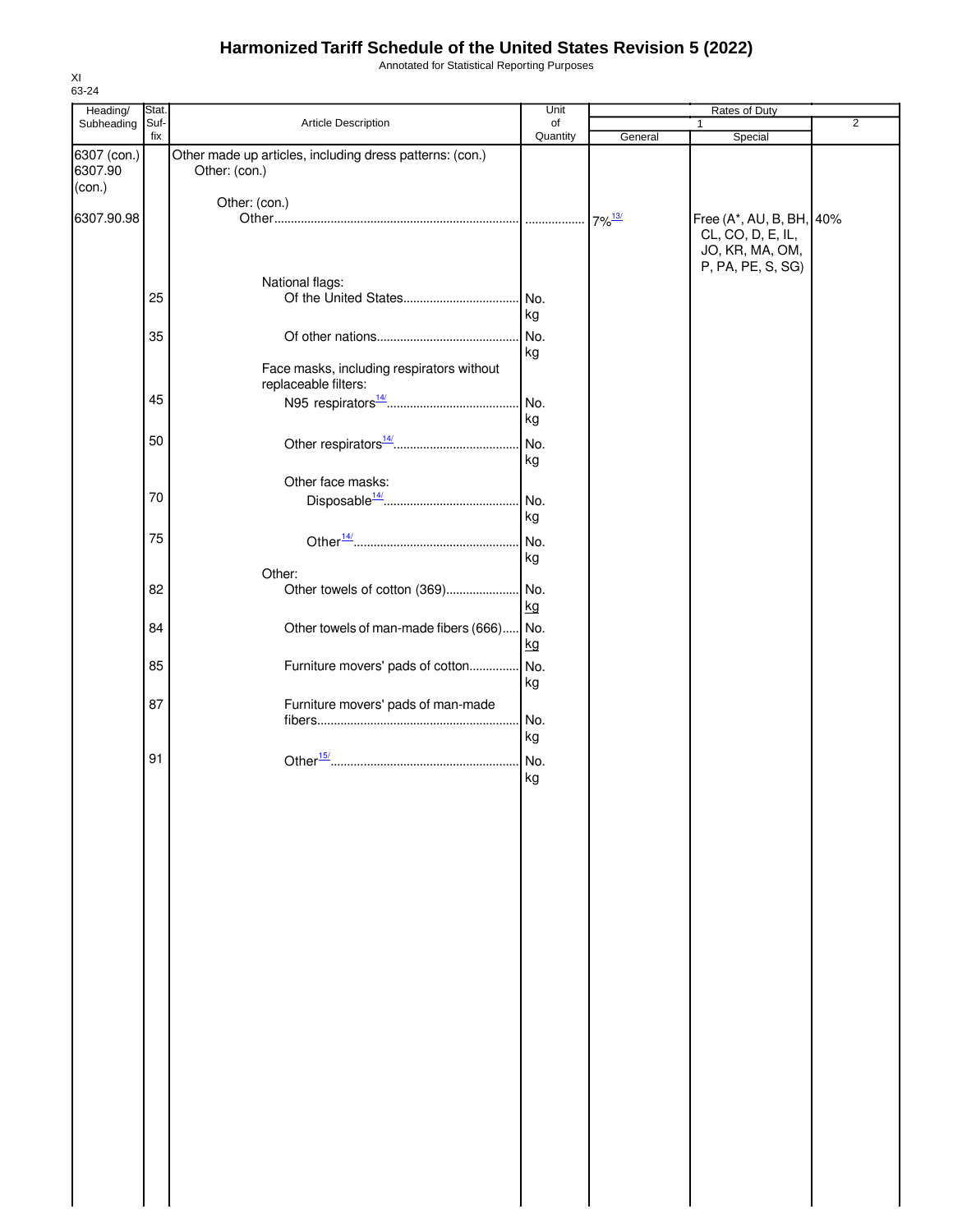# Harmonized Tariff Schedule of the United States Revision 5 (2022)

Annotated for Statistical Reporting Purposes

XI
63-24

| Heading/ Subheading | Stat. Suf-fix | Article Description | Unit of Quantity | Rates of Duty 1 General | Special | 2 |
|---|---|---|---|---|---|---|
| 6307 (con.) 6307.90 (con.) | | Other made up articles, including dress patterns: (con.) Other: (con.) | | | | |
| | | Other: (con.) | | | | |
| 6307.90.98 | | Other | | 7%[13/] | Free (A*, AU, B, BH, CL, CO, D, E, IL, JO, KR, MA, OM, P, PA, PE, S, SG) | 40% |
| | | National flags: | | | | |
| | 25 | Of the United States | No. kg | | | |
| | 35 | Of other nations | No. kg | | | |
| | | Face masks, including respirators without replaceable filters: | | | | |
| | 45 | N95 respirators[14/] | No. kg | | | |
| | 50 | Other respirators[14/] | No. kg | | | |
| | | Other face masks: | | | | |
| | 70 | Disposable[14/] | No. kg | | | |
| | 75 | Other[14/] | No. kg | | | |
| | | Other: | | | | |
| | 82 | Other towels of cotton (369) | No. kg | | | |
| | 84 | Other towels of man-made fibers (666) | No. kg | | | |
| | 85 | Furniture movers' pads of cotton | No. kg | | | |
| | 87 | Furniture movers' pads of man-made fibers | No. kg | | | |
| | 91 | Other[15/] | No. kg | | | |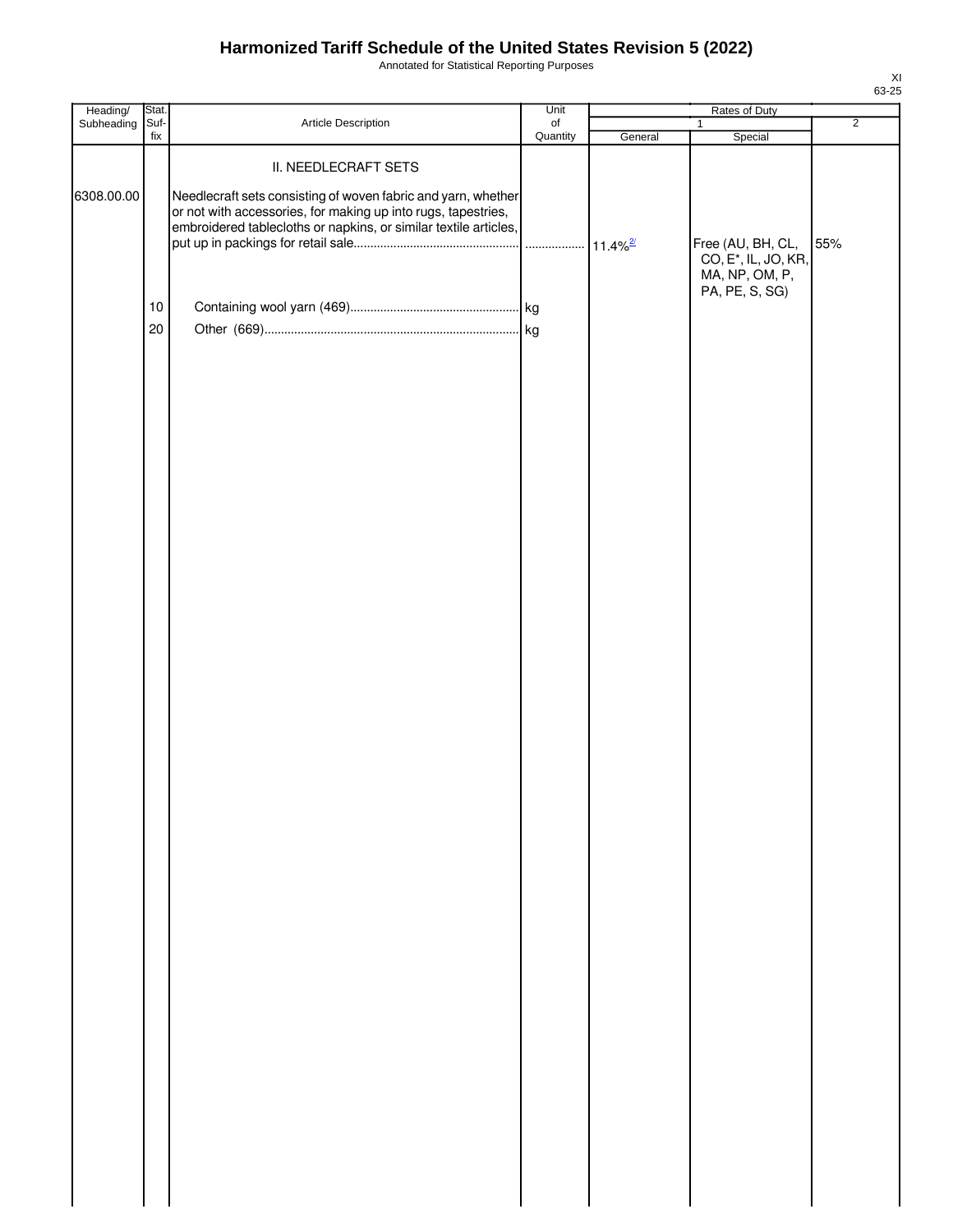# Harmonized Tariff Schedule of the United States Revision 5 (2022)

Annotated for Statistical Reporting Purposes

XI
63-25

| Heading/ Subheading | Stat. Suf- fix | Article Description | Unit of Quantity | Rates of Duty 1 General | Special | 2 |
|---|---|---|---|---|---|---|
| | | II. NEEDLECRAFT SETS | | | | |
| 6308.00.00 | | Needlecraft sets consisting of woven fabric and yarn, whether or not with accessories, for making up into rugs, tapestries, embroidered tablecloths or napkins, or similar textile articles, put up in packings for retail sale | | 11.4%[2/] | Free (AU, BH, CL, CO, E*, IL, JO, KR, MA, NP, OM, P, PA, PE, S, SG) | 55% |
| | 10 | Containing wool yarn (469) | kg | | | |
| | 20 | Other (669) | kg | | | |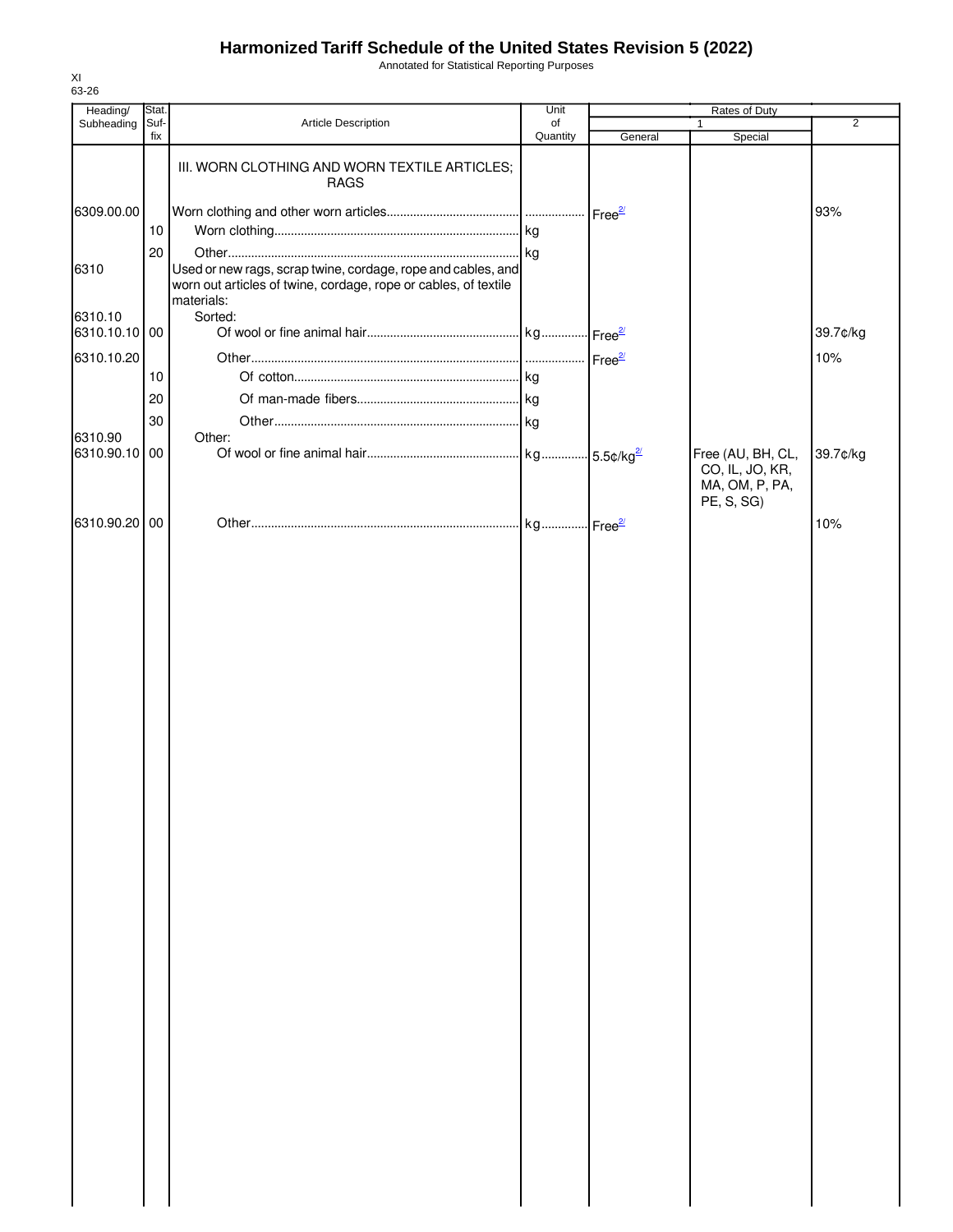# Harmonized Tariff Schedule of the United States Revision 5 (2022)

Annotated for Statistical Reporting Purposes

XI
63-26

| Heading/ Subheading | Stat. Suf- fix | Article Description | Unit of Quantity | Rates of Duty 1 General | Special | 2 |
|---|---|---|---|---|---|---|
| | | III. WORN CLOTHING AND WORN TEXTILE ARTICLES; RAGS | | | | |
| 6309.00.00 | | Worn clothing and other worn articles | | Free[2/] | | 93% |
| | 10 | Worn clothing | kg | | | |
| | 20 | Other | kg | | | |
| 6310 | | Used or new rags, scrap twine, cordage, rope and cables, and worn out articles of twine, cordage, rope or cables, of textile materials: | | | | |
| 6310.10 | | Sorted: | | | | |
| 6310.10.10 | 00 | Of wool or fine animal hair | kg | Free[2/] | | 39.7¢/kg |
| 6310.10.20 | | Other | | Free[2/] | | 10% |
| | 10 | Of cotton | kg | | | |
| | 20 | Of man-made fibers | kg | | | |
| | 30 | Other | kg | | | |
| 6310.90 | | Other: | | | | |
| 6310.90.10 | 00 | Of wool or fine animal hair | kg | 5.5¢/kg[2/] | Free (AU, BH, CL, CO, IL, JO, KR, MA, OM, P, PA, PE, S, SG) | 39.7¢/kg |
| 6310.90.20 | 00 | Other | kg | Free[2/] | | 10% |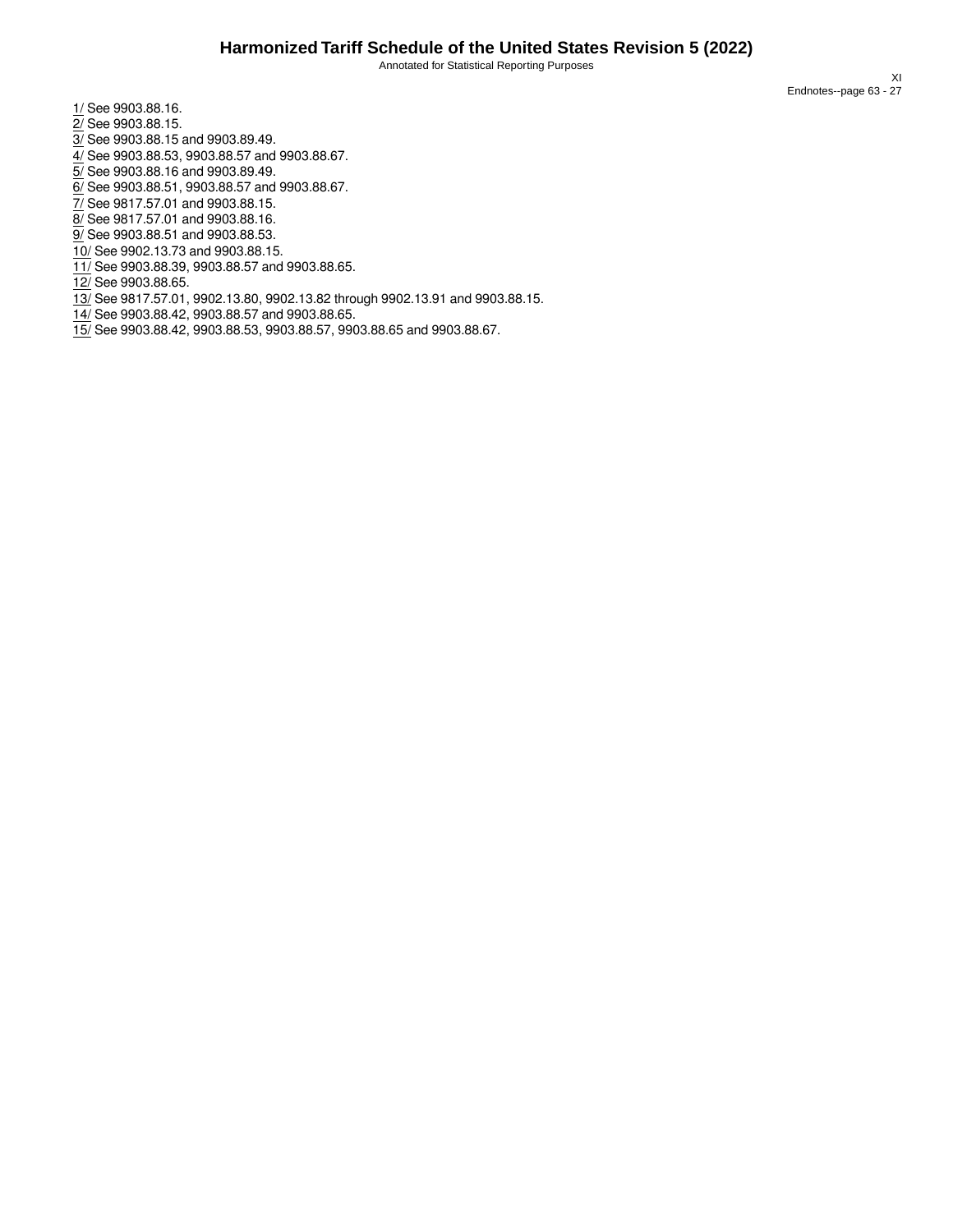1/ See 9903.88.16.
2/ See 9903.88.15.
3/ See 9903.88.15 and 9903.89.49.
4/ See 9903.88.53, 9903.88.57 and 9903.88.67.
5/ See 9903.88.16 and 9903.89.49.
6/ See 9903.88.51, 9903.88.57 and 9903.88.67.
7/ See 9817.57.01 and 9903.88.15.
8/ See 9817.57.01 and 9903.88.16.
9/ See 9903.88.51 and 9903.88.53.
10/ See 9902.13.73 and 9903.88.15.
11/ See 9903.88.39, 9903.88.57 and 9903.88.65.
12/ See 9903.88.65.
13/ See 9817.57.01, 9902.13.80, 9902.13.82 through 9902.13.91 and 9903.88.15.
14/ See 9903.88.42, 9903.88.57 and 9903.88.65.
15/ See 9903.88.42, 9903.88.53, 9903.88.57, 9903.88.65 and 9903.88.67.